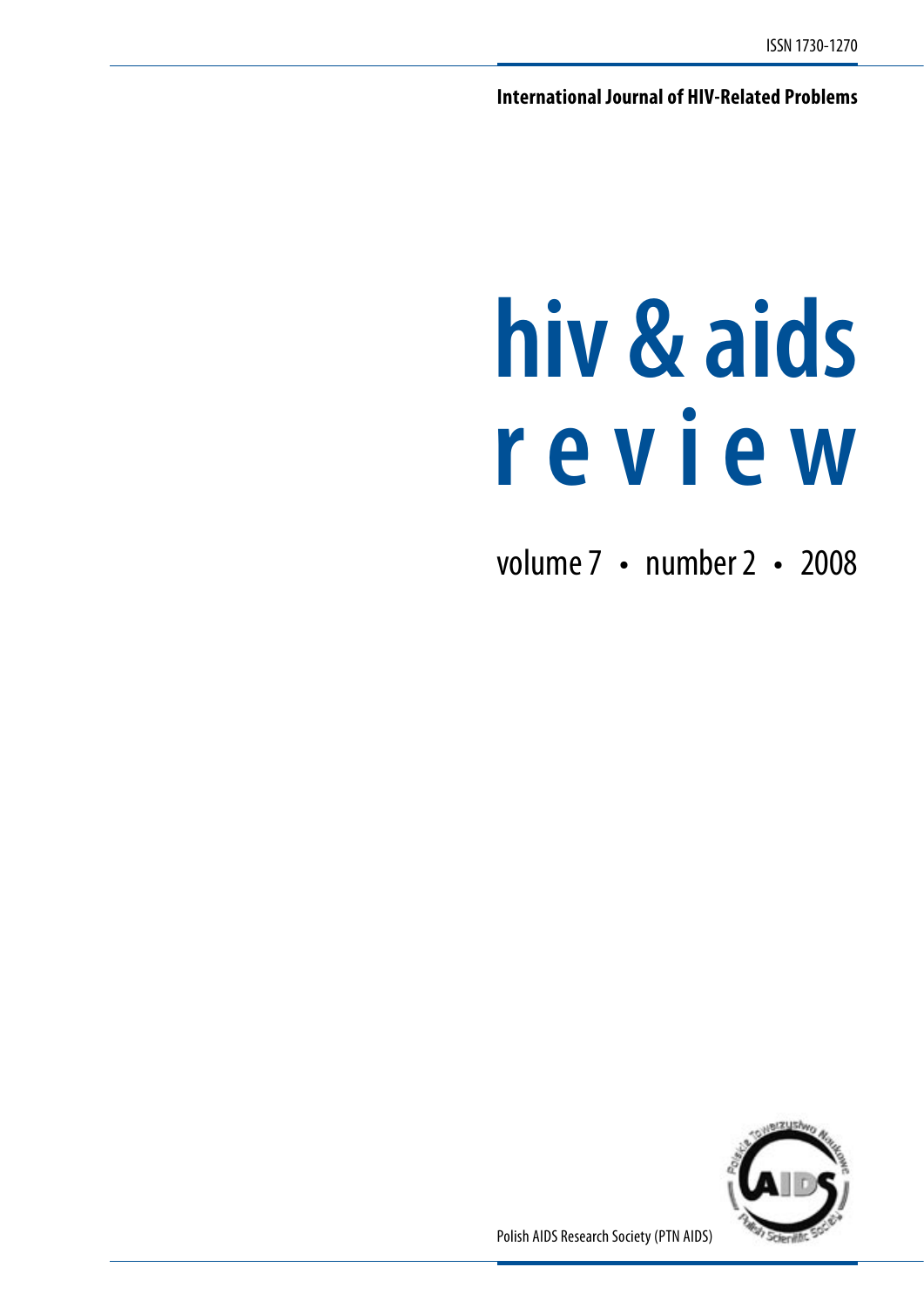ISSN 1730-1270

**International Journal of HIV-Related Problems**

# hiv & aids review

volume 7 • number 2 • 2008

Polish AIDS Research Society (PTN AIDS)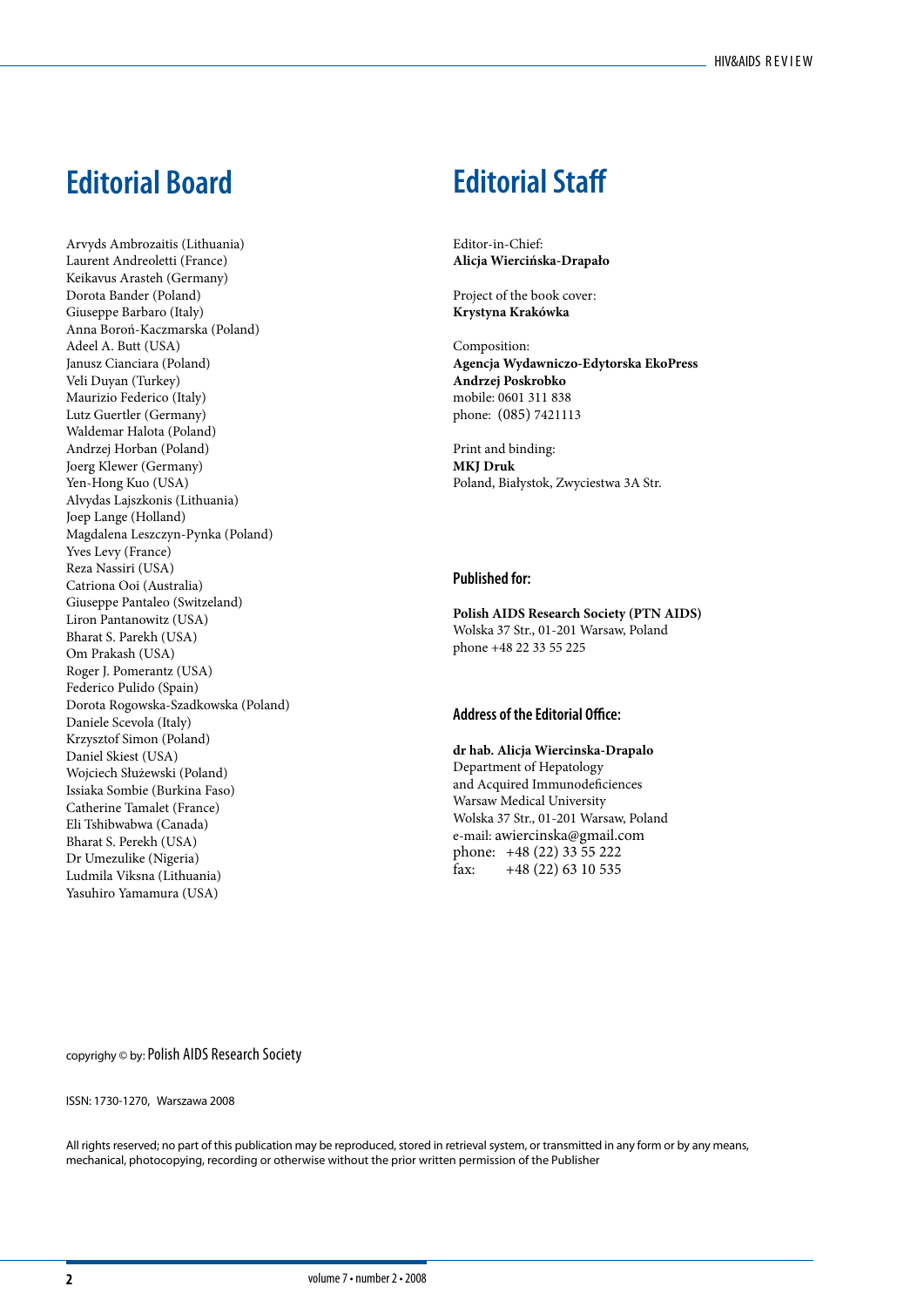## Editorial Board

Arvyds Ambrozaitis (Lithuania)
Laurent Andreoletti (France)
Keikavus Arasteh (Germany)
Dorota Bander (Poland)
Giuseppe Barbaro (Italy)
Anna Boroń-Kaczmarska (Poland)
Adeel A. Butt (USA)
Janusz Cianciara (Poland)
Veli Duyan (Turkey)
Maurizio Federico (Italy)
Lutz Guertler (Germany)
Waldemar Halota (Poland)
Andrzej Horban (Poland)
Joerg Klewer (Germany)
Yen-Hong Kuo (USA)
Alvydas Lajszkonis (Lithuania)
Joep Lange (Holland)
Magdalena Leszczyn-Pynka (Poland)
Yves Levy (France)
Reza Nassiri (USA)
Catriona Ooi (Australia)
Giuseppe Pantaleo (Switzeland)
Liron Pantanowitz (USA)
Bharat S. Parekh (USA)
Om Prakash (USA)
Roger J. Pomerantz (USA)
Federico Pulido (Spain)
Dorota Rogowska-Szadkowska (Poland)
Daniele Scevola (Italy)
Krzysztof Simon (Poland)
Daniel Skiest (USA)
Wojciech Służewski (Poland)
Issiaka Sombie (Burkina Faso)
Catherine Tamalet (France)
Eli Tshibwabwa (Canada)
Bharat S. Perekh (USA)
Dr Umezulike (Nigeria)
Ludmila Viksna (Lithuania)
Yasuhiro Yamamura (USA)

## Editorial Staff

Editor-in-Chief:
**Alicja Wiercińska-Drapało**

Project of the book cover:
**Krystyna Krakówka**

Composition:
**Agencja Wydawniczo-Edytorska EkoPress**
**Andrzej Poskrobko**
mobile: 0601 311 838
phone: (085) 7421113

Print and binding:
**MKJ Druk**
Poland, Białystok, Zwyciestwa 3A Str.

### Published for:

**Polish AIDS Research Society (PTN AIDS)**
Wolska 37 Str., 01-201 Warsaw, Poland
phone +48 22 33 55 225

### Address of the Editorial Office:

**dr hab. Alicja Wiercinska-Drapalo**
Department of Hepatology
and Acquired Immunodeficiences
Warsaw Medical University
Wolska 37 Str., 01-201 Warsaw, Poland
e-mail: awiercinska@gmail.com
phone: +48 (22) 33 55 222
fax: +48 (22) 63 10 535

copyrighy © by: Polish AIDS Research Society

ISSN: 1730-1270, Warszawa 2008

All rights reserved; no part of this publication may be reproduced, stored in retrieval system, or transmitted in any form or by any means, mechanical, photocopying, recording or otherwise without the prior written permission of the Publisher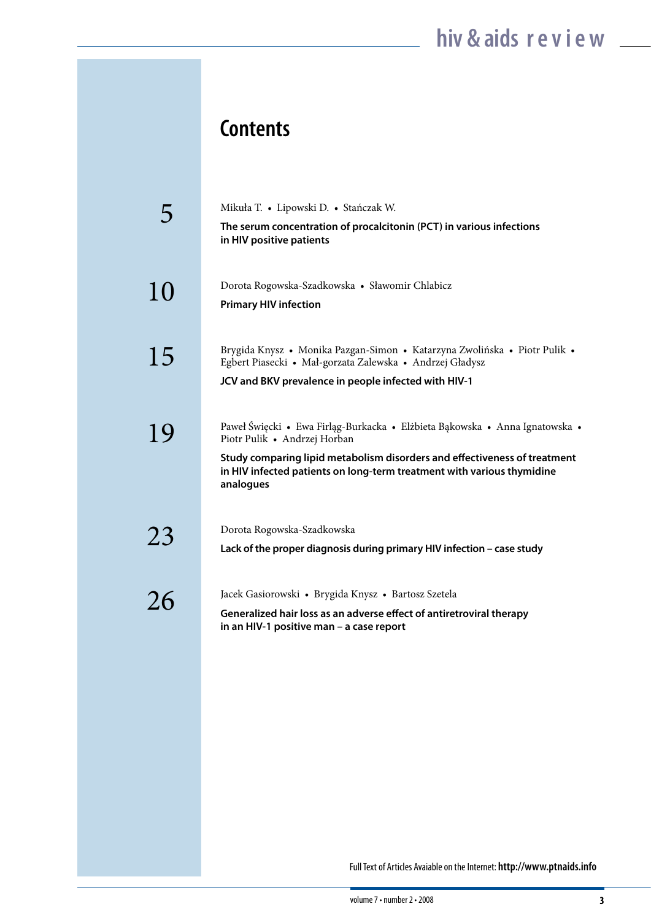# Contents

5

Mikuła T. • Lipowski D. • Stańczak W.

**The serum concentration of procalcitonin (PCT) in various infections in HIV positive patients**

10

Dorota Rogowska-Szadkowska • Sławomir Chlabicz

**Primary HIV infection**

15

Brygida Knysz • Monika Pazgan-Simon • Katarzyna Zwolińska • Piotr Pulik • Egbert Piasecki • Mał-gorzata Zalewska • Andrzej Gładysz

**JCV and BKV prevalence in people infected with HIV-1**

19

Paweł Święcki • Ewa Firląg-Burkacka • Elżbieta Bąkowska • Anna Ignatowska • Piotr Pulik • Andrzej Horban

**Study comparing lipid metabolism disorders and effectiveness of treatment in HIV infected patients on long-term treatment with various thymidine analogues**

23

Dorota Rogowska-Szadkowska

**Lack of the proper diagnosis during primary HIV infection – case study**

26

Jacek Gasiorowski • Brygida Knysz • Bartosz Szetela

**Generalized hair loss as an adverse effect of antiretroviral therapy in an HIV-1 positive man – a case report**

Full Text of Articles Avaiable on the Internet: **http://www.ptnaids.info**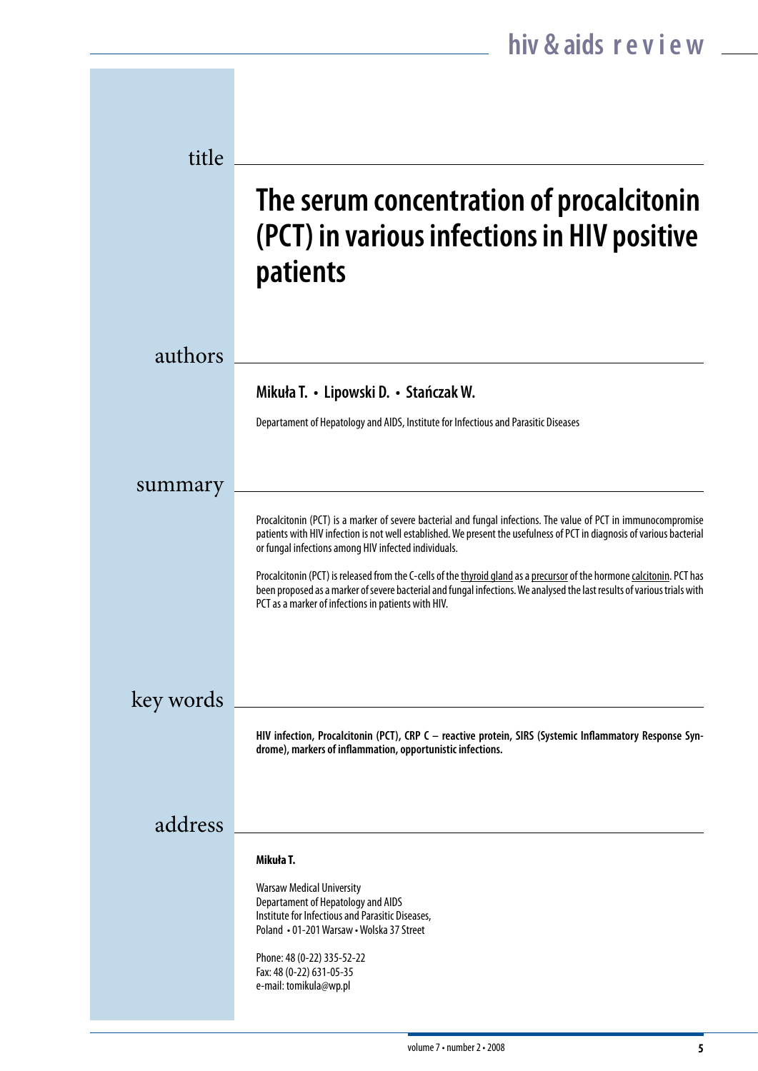## title

# The serum concentration of procalcitonin (PCT) in various infections in HIV positive patients

## authors

**Mikuła T. • Lipowski D. • Stańczak W.**

Departament of Hepatology and AIDS, Institute for Infectious and Parasitic Diseases

## summary

Procalcitonin (PCT) is a marker of severe bacterial and fungal infections. The value of PCT in immunocompromise patients with HIV infection is not well established. We present the usefulness of PCT in diagnosis of various bacterial or fungal infections among HIV infected individuals.

Procalcitonin (PCT) is released from the C-cells of the thyroid gland as a precursor of the hormone calcitonin. PCT has been proposed as a marker of severe bacterial and fungal infections. We analysed the last results of various trials with PCT as a marker of infections in patients with HIV.

## key words

**HIV infection, Procalcitonin (PCT), CRP C – reactive protein, SIRS (Systemic Inflammatory Response Syndrome), markers of inflammation, opportunistic infections.**

## address

**Mikuła T.**

Warsaw Medical University
Departament of Hepatology and AIDS
Institute for Infectious and Parasitic Diseases,
Poland • 01-201 Warsaw • Wolska 37 Street

Phone: 48 (0-22) 335-52-22
Fax: 48 (0-22) 631-05-35
e-mail: tomikula@wp.pl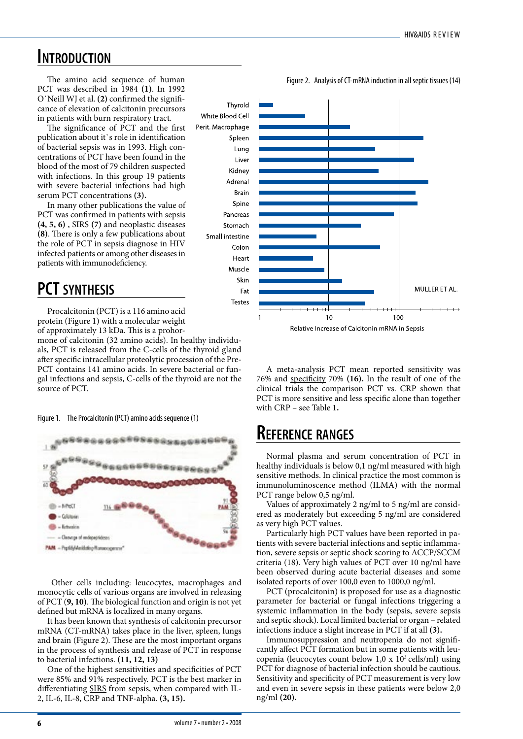# Introduction

The amino acid sequence of human PCT was described in 1984 **(1)**. In 1992 O`Neill WJ et al. **(2)** confirmed the significance of elevation of calcitonin precursors in patients with burn respiratory tract.

The significance of PCT and the first publication about it`s role in identification of bacterial sepsis was in 1993. High concentrations of PCT have been found in the blood of the most of 79 children suspected with infections. In this group 19 patients with severe bacterial infections had high serum PCT concentrations **(3).**

In many other publications the value of PCT was confirmed in patients with sepsis **(4, 5, 6)** , SIRS **(7)** and neoplastic diseases **(8)**. There is only a few publications about the role of PCT in sepsis diagnose in HIV infected patients or among other diseases in patients with immunodeficiency.

# PCT synthesis

Procalcitonin (PCT) is a 116 amino acid protein (Figure 1) with a molecular weight of approximately 13 kDa. This is a prohormone of calcitonin (32 amino acids). In healthy individuals, PCT is released from the C-cells of the thyroid gland after specific intracellular proteolytic procession of the Pre-PCT contains 141 amino acids. In severe bacterial or fungal infections and sepsis, C-cells of the thyroid are not the source of PCT.

Figure 1. The Procalcitonin (PCT) amino acids sequence (1)

Other cells including: leucocytes, macrophages and monocytic cells of various organs are involved in releasing of PCT (**9, 10**). The biological function and origin is not yet defined but mRNA is localized in many organs.

It has been known that synthesis of calcitonin precursor mRNA (CT-mRNA) takes place in the liver, spleen, lungs and brain (Figure 2). These are the most important organs in the process of synthesis and release of PCT in response to bacterial infections. **(11, 12, 13)**

One of the highest sensitivities and specificities of PCT were 85% and 91% respectively. PCT is the best marker in differentiating SIRS from sepsis, when compared with IL-2, IL-6, IL-8, CRP and TNF-alpha. **(3, 15).**

Figure 2. Analysis of CT-mRNA induction in all septic tissues (14)

A meta-analysis PCT mean reported sensitivity was 76% and specificity 70% **(16).** In the result of one of the clinical trials the comparison PCT vs. CRP shown that PCT is more sensitive and less specific alone than together with CRP – see Table 1**.**

# Reference ranges

Normal plasma and serum concentration of PCT in healthy individuals is below 0,1 ng/ml measured with high sensitive methods. In clinical practice the most common is immunoluminoscence method (ILMA) with the normal PCT range below 0,5 ng/ml.

Values of approximately 2 ng/ml to 5 ng/ml are considered as moderately but exceeding 5 ng/ml are considered as very high PCT values.

Particularly high PCT values have been reported in patients with severe bacterial infections and septic inflammation, severe sepsis or septic shock scoring to ACCP/SCCM criteria (18). Very high values of PCT over 10 ng/ml have been observed during acute bacterial diseases and some isolated reports of over 100,0 even to 1000,0 ng/ml.

PCT (procalcitonin) is proposed for use as a diagnostic parameter for bacterial or fungal infections triggering a systemic inflammation in the body (sepsis, severe sepsis and septic shock). Local limited bacterial or organ – related infections induce a slight increase in PCT if at all **(3).**

Immunosuppression and neutropenia do not significantly affect PCT formation but in some patients with leucopenia (leucocytes count below 1,0 x $10^3$ cells/ml) using PCT for diagnose of bacterial infection should be cautious. Sensitivity and specificity of PCT measurement is very low and even in severe sepsis in these patients were below 2,0 ng/ml **(20).**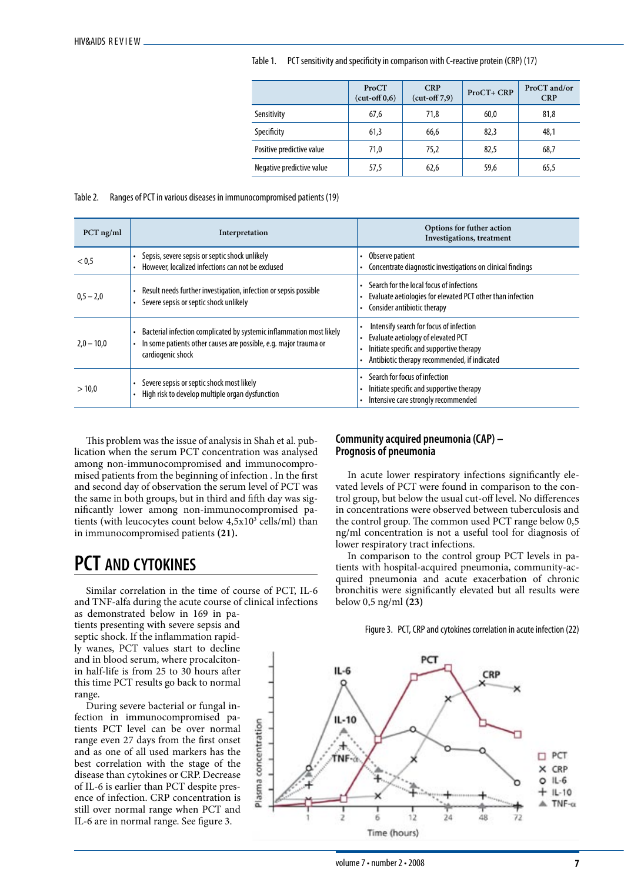Table 1. PCT sensitivity and specificity in comparison with C-reactive protein (CRP) (17)

| | ProCT (cut-off 0,6) | CRP (cut-off 7,9) | ProCT+ CRP | ProCT and/or CRP |
|---|---|---|---|---|
| Sensitivity | 67,6 | 71,8 | 60,0 | 81,8 |
| Specificity | 61,3 | 66,6 | 82,3 | 48,1 |
| Positive predictive value | 71,0 | 75,2 | 82,5 | 68,7 |
| Negative predictive value | 57,5 | 62,6 | 59,6 | 65,5 |

Table 2. Ranges of PCT in various diseases in immunocompromised patients (19)

| PCT ng/ml | Interpretation | Options for futher action Investigations, treatment |
|---|---|---|
| < 0,5 | • Sepsis, severe sepsis or septic shock unlikely<br>• However, localized infections can not be excluded | • Observe patient<br>• Concentrate diagnostic investigations on clinical findings |
| 0,5 – 2,0 | • Result needs further investigation, infection or sepsis possible<br>• Severe sepsis or septic shock unlikely | • Search for the local focus of infections<br>• Evaluate aetiologies for elevated PCT other than infection<br>• Consider antibiotic therapy |
| 2,0 – 10,0 | • Bacterial infection complicated by systemic inflammation most likely<br>• In some patients other causes are possible, e.g. major trauma or cardiogenic shock | • Intensify search for focus of infection<br>• Evaluate aetiology of elevated PCT<br>• Initiate specific and supportive therapy<br>• Antibiotic therapy recommended, if indicated |
| > 10,0 | • Severe sepsis or septic shock most likely<br>• High risk to develop multiple organ dysfunction | • Search for focus of infection<br>• Initiate specific and supportive therapy<br>• Intensive care strongly recommended |

This problem was the issue of analysis in Shah et al. publication when the serum PCT concentration was analysed among non-immunocompromised and immunocompromised patients from the beginning of infection . In the first and second day of observation the serum level of PCT was the same in both groups, but in third and fifth day was significantly lower among non-immunocompromised patients (with leucocytes count below $4,5 \times 10^3$ cells/ml) than in immunocompromised patients **(21).**

# PCT and cytokines

Similar correlation in the time of course of PCT, IL-6 and TNF-alfa during the acute course of clinical infections as demonstrated below in 169 in patients presenting with severe sepsis and septic shock. If the inflammation rapidly wanes, PCT values start to decline and in blood serum, where procalcitonin half-life is from 25 to 30 hours after this time PCT results go back to normal range.

During severe bacterial or fungal infection in immunocompromised patients PCT level can be over normal range even 27 days from the first onset and as one of all used markers has the best correlation with the stage of the disease than cytokines or CRP. Decrease of IL-6 is earlier than PCT despite presence of infection. CRP concentration is still over normal range when PCT and IL-6 are in normal range. See figure 3.

## Community acquired pneumonia (CAP) – Prognosis of pneumonia

In acute lower respiratory infections significantly elevated levels of PCT were found in comparison to the control group, but below the usual cut-off level. No differences in concentrations were observed between tuberculosis and the control group. The common used PCT range below 0,5 ng/ml concentration is not a useful tool for diagnosis of lower respiratory tract infections.

In comparison to the control group PCT levels in patients with hospital-acquired pneumonia, community-acquired pneumonia and acute exacerbation of chronic bronchitis were significantly elevated but all results were below 0,5 ng/ml **(23)**

Figure 3. PCT, CRP and cytokines correlation in acute infection (22)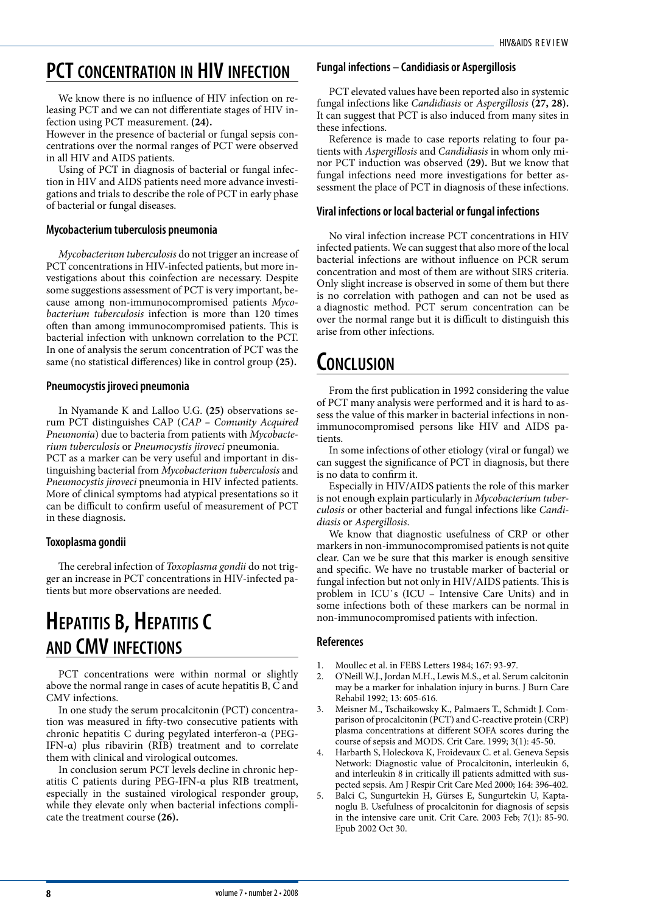## PCT concentration in HIV infection

We know there is no influence of HIV infection on releasing PCT and we can not differentiate stages of HIV infection using PCT measurement. **(24).**
However in the presence of bacterial or fungal sepsis concentrations over the normal ranges of PCT were observed in all HIV and AIDS patients.

Using of PCT in diagnosis of bacterial or fungal infection in HIV and AIDS patients need more advance investigations and trials to describe the role of PCT in early phase of bacterial or fungal diseases.

### Mycobacterium tuberculosis pneumonia

*Mycobacterium tuberculosis* do not trigger an increase of PCT concentrations in HIV-infected patients, but more investigations about this coinfection are necessary. Despite some suggestions assessment of PCT is very important, because among non-immunocompromised patients *Mycobacterium tuberculosis* infection is more than 120 times often than among immunocompromised patients. This is bacterial infection with unknown correlation to the PCT. In one of analysis the serum concentration of PCT was the same (no statistical differences) like in control group **(25).**

### Pneumocystis jiroveci pneumonia

In Nyamande K and Lalloo U.G. **(25)** observations serum PCT distinguishes CAP (*CAP – Comunity Acquired Pneumonia*) due to bacteria from patients with *Mycobacterium tuberculosis* or *Pneumocystis jiroveci* pneumonia.
PCT as a marker can be very useful and important in distinguishing bacterial from *Mycobacterium tuberculosis* and *Pneumocystis jiroveci* pneumonia in HIV infected patients. More of clinical symptoms had atypical presentations so it can be difficult to confirm useful of measurement of PCT in these diagnosis**.**

### Toxoplasma gondii

The cerebral infection of *Toxoplasma gondii* do not trigger an increase in PCT concentrations in HIV-infected patients but more observations are needed.

## Hepatitis B, Hepatitis C and CMV infections

PCT concentrations were within normal or slightly above the normal range in cases of acute hepatitis B, C and CMV infections.

In one study the serum procalcitonin (PCT) concentration was measured in fifty-two consecutive patients with chronic hepatitis C during pegylated interferon-α (PEG-IFN-α) plus ribavirin (RIB) treatment and to correlate them with clinical and virological outcomes.

In conclusion serum PCT levels decline in chronic hepatitis C patients during PEG-IFN-α plus RIB treatment, especially in the sustained virological responder group, while they elevate only when bacterial infections complicate the treatment course **(26).**

### Fungal infections – Candidiasis or Aspergillosis

PCT elevated values have been reported also in systemic fungal infections like *Candidiasis* or *Aspergillosis* **(27, 28).** It can suggest that PCT is also induced from many sites in these infections.

Reference is made to case reports relating to four patients with *Aspergillosis* and *Candidiasis* in whom only minor PCT induction was observed **(29).** But we know that fungal infections need more investigations for better assessment the place of PCT in diagnosis of these infections.

### Viral infections or local bacterial or fungal infections

No viral infection increase PCT concentrations in HIV infected patients. We can suggest that also more of the local bacterial infections are without influence on PCR serum concentration and most of them are without SIRS criteria. Only slight increase is observed in some of them but there is no correlation with pathogen and can not be used as a diagnostic method. PCT serum concentration can be over the normal range but it is difficult to distinguish this arise from other infections.

## Conclusion

From the first publication in 1992 considering the value of PCT many analysis were performed and it is hard to assess the value of this marker in bacterial infections in non-immunocompromised persons like HIV and AIDS patients.

In some infections of other etiology (viral or fungal) we can suggest the significance of PCT in diagnosis, but there is no data to confirm it.

Especially in HIV/AIDS patients the role of this marker is not enough explain particularly in *Mycobacterium tuberculosis* or other bacterial and fungal infections like *Candidiasis* or *Aspergillosis*.

We know that diagnostic usefulness of CRP or other markers in non-immunocompromised patients is not quite clear. Can we be sure that this marker is enough sensitive and specific. We have no trustable marker of bacterial or fungal infection but not only in HIV/AIDS patients. This is problem in ICU`s (ICU – Intensive Care Units) and in some infections both of these markers can be normal in non-immunocompromised patients with infection.

### References

1. Moullec et al. in FEBS Letters 1984; 167: 93-97.
2. O'Neill W.J., Jordan M.H., Lewis M.S., et al. Serum calcitonin may be a marker for inhalation injury in burns. J Burn Care Rehabil 1992; 13: 605-616.
3. Meisner M., Tschaikowsky K., Palmaers T., Schmidt J. Comparison of procalcitonin (PCT) and C-reactive protein (CRP) plasma concentrations at different SOFA scores during the course of sepsis and MODS. Crit Care. 1999; 3(1): 45-50.
4. Harbarth S, Holeckova K, Froidevaux C. et al. Geneva Sepsis Network: Diagnostic value of Procalcitonin, interleukin 6, and interleukin 8 in critically ill patients admitted with suspected sepsis. Am J Respir Crit Care Med 2000; 164: 396-402.
5. Balci C, Sungurtekin H, Gürses E, Sungurtekin U, Kaptanoglu B. Usefulness of procalcitonin for diagnosis of sepsis in the intensive care unit. Crit Care. 2003 Feb; 7(1): 85-90. Epub 2002 Oct 30.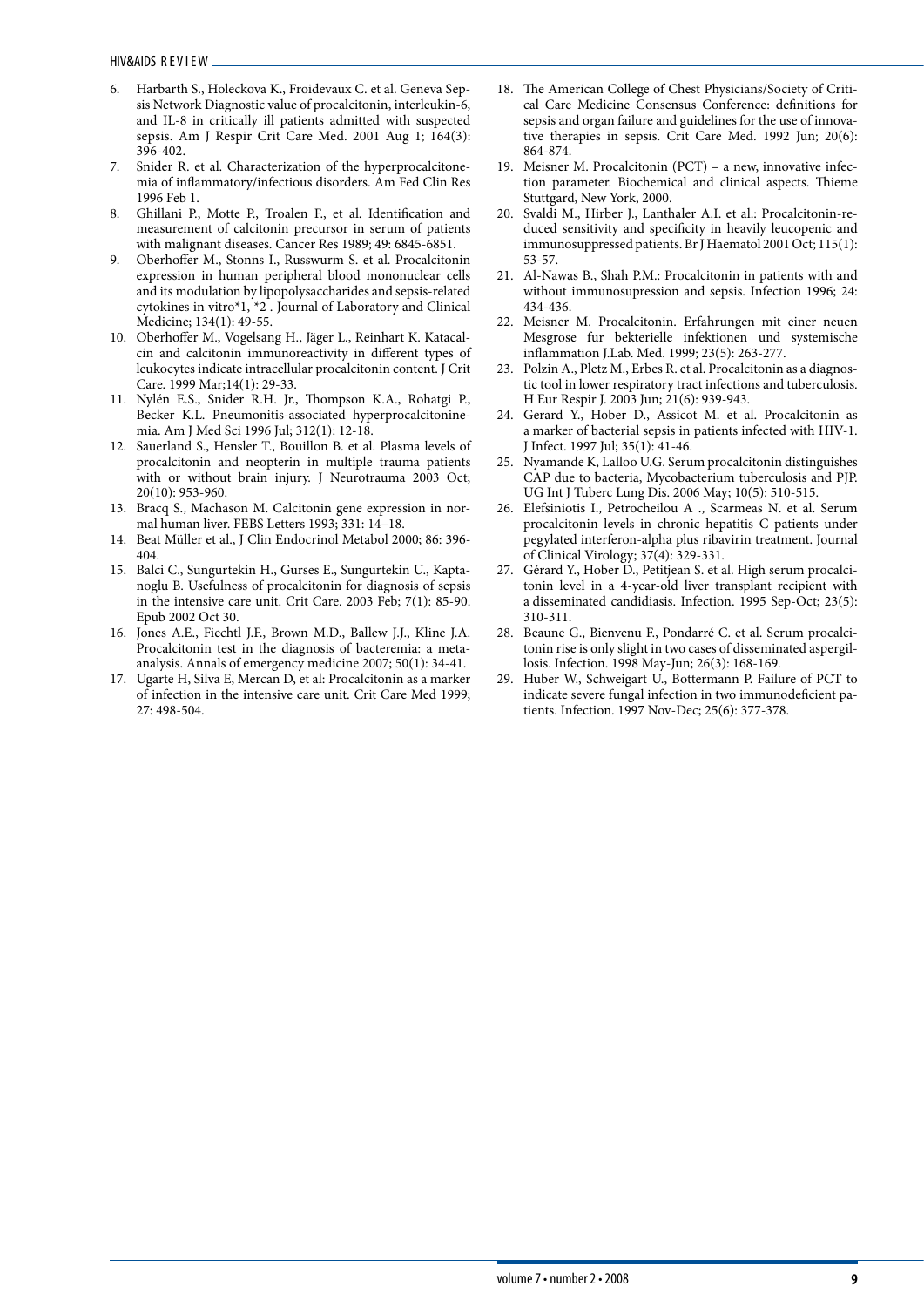6. Harbarth S., Holeckova K., Froidevaux C. et al. Geneva Sepsis Network Diagnostic value of procalcitonin, interleukin-6, and IL-8 in critically ill patients admitted with suspected sepsis. Am J Respir Crit Care Med. 2001 Aug 1; 164(3): 396-402.
7. Snider R. et al. Characterization of the hyperprocalcitonemia of inflammatory/infectious disorders. Am Fed Clin Res 1996 Feb 1.
8. Ghillani P., Motte P., Troalen F., et al. Identification and measurement of calcitonin precursor in serum of patients with malignant diseases. Cancer Res 1989; 49: 6845-6851.
9. Oberhoffer M., Stonns I., Russwurm S. et al. Procalcitonin expression in human peripheral blood mononuclear cells and its modulation by lipopolysaccharides and sepsis-related cytokines in vitro*1, *2 . Journal of Laboratory and Clinical Medicine; 134(1): 49-55.
10. Oberhoffer M., Vogelsang H., Jäger L., Reinhart K. Katacalcin and calcitonin immunoreactivity in different types of leukocytes indicate intracellular procalcitonin content. J Crit Care. 1999 Mar;14(1): 29-33.
11. Nylén E.S., Snider R.H. Jr., Thompson K.A., Rohatgi P., Becker K.L. Pneumonitis-associated hyperprocalcitoninemia. Am J Med Sci 1996 Jul; 312(1): 12-18.
12. Sauerland S., Hensler T., Bouillon B. et al. Plasma levels of procalcitonin and neopterin in multiple trauma patients with or without brain injury. J Neurotrauma 2003 Oct; 20(10): 953-960.
13. Bracq S., Machason M. Calcitonin gene expression in normal human liver. FEBS Letters 1993; 331: 14–18.
14. Beat Müller et al., J Clin Endocrinol Metabol 2000; 86: 396-404.
15. Balci C., Sungurtekin H., Gurses E., Sungurtekin U., Kaptanoglu B. Usefulness of procalcitonin for diagnosis of sepsis in the intensive care unit. Crit Care. 2003 Feb; 7(1): 85-90. Epub 2002 Oct 30.
16. Jones A.E., Fiechtl J.F., Brown M.D., Ballew J.J., Kline J.A. Procalcitonin test in the diagnosis of bacteremia: a meta-analysis. Annals of emergency medicine 2007; 50(1): 34-41.
17. Ugarte H, Silva E, Mercan D, et al: Procalcitonin as a marker of infection in the intensive care unit. Crit Care Med 1999; 27: 498-504.
18. The American College of Chest Physicians/Society of Critical Care Medicine Consensus Conference: definitions for sepsis and organ failure and guidelines for the use of innovative therapies in sepsis. Crit Care Med. 1992 Jun; 20(6): 864-874.
19. Meisner M. Procalcitonin (PCT) – a new, innovative infection parameter. Biochemical and clinical aspects. Thieme Stuttgard, New York, 2000.
20. Svaldi M., Hirber J., Lanthaler A.I. et al.: Procalcitonin-reduced sensitivity and specificity in heavily leucopenic and immunosuppressed patients. Br J Haematol 2001 Oct; 115(1): 53-57.
21. Al-Nawas B., Shah P.M.: Procalcitonin in patients with and without immunosupression and sepsis. Infection 1996; 24: 434-436.
22. Meisner M. Procalcitonin. Erfahrungen mit einer neuen Mesgrose fur bekterielle infektionen und systemische inflammation J.Lab. Med. 1999; 23(5): 263-277.
23. Polzin A., Pletz M., Erbes R. et al. Procalcitonin as a diagnostic tool in lower respiratory tract infections and tuberculosis. H Eur Respir J. 2003 Jun; 21(6): 939-943.
24. Gerard Y., Hober D., Assicot M. et al. Procalcitonin as a marker of bacterial sepsis in patients infected with HIV-1. J Infect. 1997 Jul; 35(1): 41-46.
25. Nyamande K, Lalloo U.G. Serum procalcitonin distinguishes CAP due to bacteria, Mycobacterium tuberculosis and PJP. UG Int J Tuberc Lung Dis. 2006 May; 10(5): 510-515.
26. Elefsiniotis I., Petrocheilou A ., Scarmeas N. et al. Serum procalcitonin levels in chronic hepatitis C patients under pegylated interferon-alpha plus ribavirin treatment. Journal of Clinical Virology; 37(4): 329-331.
27. Gérard Y., Hober D., Petitjean S. et al. High serum procalcitonin level in a 4-year-old liver transplant recipient with a disseminated candidiasis. Infection. 1995 Sep-Oct; 23(5): 310-311.
28. Beaune G., Bienvenu F., Pondarré C. et al. Serum procalcitonin rise is only slight in two cases of disseminated aspergillosis. Infection. 1998 May-Jun; 26(3): 168-169.
29. Huber W., Schweigart U., Bottermann P. Failure of PCT to indicate severe fungal infection in two immunodeficient patients. Infection. 1997 Nov-Dec; 25(6): 377-378.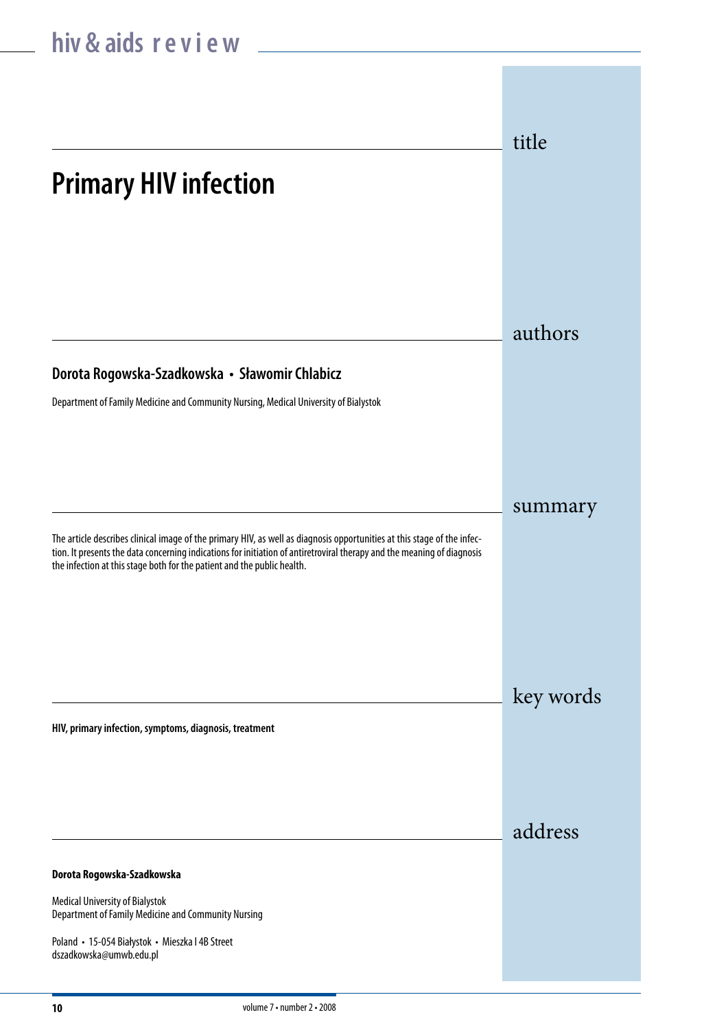title

# Primary HIV infection

authors

**Dorota Rogowska-Szadkowska • Sławomir Chlabicz**

Department of Family Medicine and Community Nursing, Medical University of Bialystok

summary

The article describes clinical image of the primary HIV, as well as diagnosis opportunities at this stage of the infection. It presents the data concerning indications for initiation of antiretroviral therapy and the meaning of diagnosis the infection at this stage both for the patient and the public health.

key words

**HIV, primary infection, symptoms, diagnosis, treatment**

address

**Dorota Rogowska-Szadkowska**

Medical University of Bialystok
Department of Family Medicine and Community Nursing

Poland • 15-054 Białystok • Mieszka I 4B Street
dszadkowska@umwb.edu.pl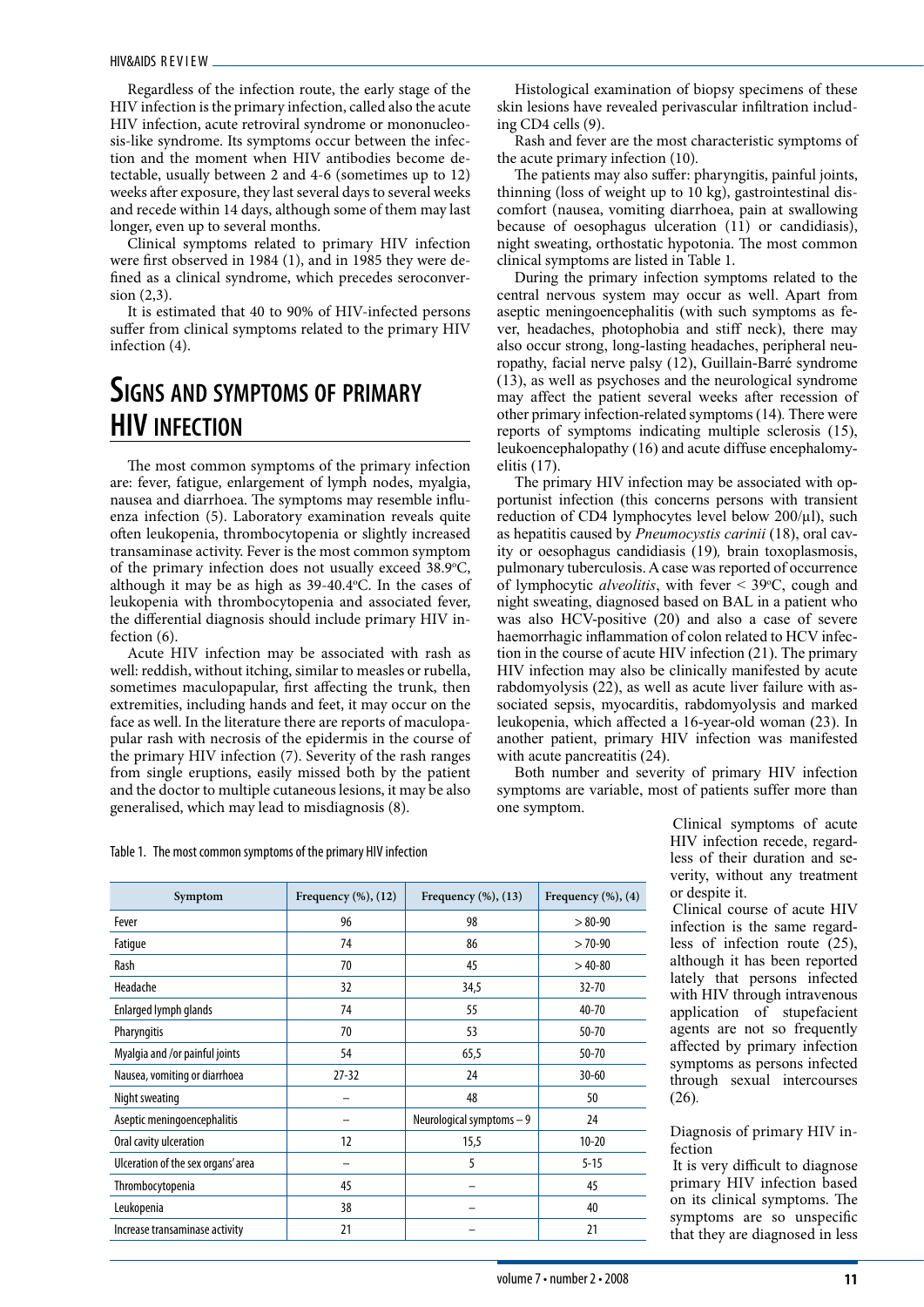Regardless of the infection route, the early stage of the HIV infection is the primary infection, called also the acute HIV infection, acute retroviral syndrome or mononucleosis-like syndrome. Its symptoms occur between the infection and the moment when HIV antibodies become detectable, usually between 2 and 4-6 (sometimes up to 12) weeks after exposure, they last several days to several weeks and recede within 14 days, although some of them may last longer, even up to several months.

Clinical symptoms related to primary HIV infection were first observed in 1984 (1), and in 1985 they were defined as a clinical syndrome, which precedes seroconversion (2,3).

It is estimated that 40 to 90% of HIV-infected persons suffer from clinical symptoms related to the primary HIV infection (4).

## Signs and symptoms of primary HIV infection

The most common symptoms of the primary infection are: fever, fatigue, enlargement of lymph nodes, myalgia, nausea and diarrhoea. The symptoms may resemble influenza infection (5). Laboratory examination reveals quite often leukopenia, thrombocytopenia or slightly increased transaminase activity. Fever is the most common symptom of the primary infection does not usually exceed 38.9°C, although it may be as high as 39-40.4°C. In the cases of leukopenia with thrombocytopenia and associated fever, the differential diagnosis should include primary HIV infection (6).

Acute HIV infection may be associated with rash as well: reddish, without itching, similar to measles or rubella, sometimes maculopapular, first affecting the trunk, then extremities, including hands and feet, it may occur on the face as well. In the literature there are reports of maculopapular rash with necrosis of the epidermis in the course of the primary HIV infection (7). Severity of the rash ranges from single eruptions, easily missed both by the patient and the doctor to multiple cutaneous lesions, it may be also generalised, which may lead to misdiagnosis (8).

Histological examination of biopsy specimens of these skin lesions have revealed perivascular infiltration including CD4 cells (9).

Rash and fever are the most characteristic symptoms of the acute primary infection (10).

The patients may also suffer: pharyngitis, painful joints, thinning (loss of weight up to 10 kg), gastrointestinal discomfort (nausea, vomiting diarrhoea, pain at swallowing because of oesophagus ulceration (11) or candidiasis), night sweating, orthostatic hypotonia. The most common clinical symptoms are listed in Table 1.

During the primary infection symptoms related to the central nervous system may occur as well. Apart from aseptic meningoencephalitis (with such symptoms as fever, headaches, photophobia and stiff neck), there may also occur strong, long-lasting headaches, peripheral neuropathy, facial nerve palsy (12), Guillain-Barré syndrome (13), as well as psychoses and the neurological syndrome may affect the patient several weeks after recession of other primary infection-related symptoms (14). There were reports of symptoms indicating multiple sclerosis (15), leukoencephalopathy (16) and acute diffuse encephalomyelitis (17).

The primary HIV infection may be associated with opportunist infection (this concerns persons with transient reduction of CD4 lymphocytes level below 200/µl), such as hepatitis caused by *Pneumocystis carinii* (18), oral cavity or oesophagus candidiasis (19), brain toxoplasmosis, pulmonary tuberculosis. A case was reported of occurrence of lymphocytic *alveolitis*, with fever < 39°C, cough and night sweating, diagnosed based on BAL in a patient who was also HCV-positive (20) and also a case of severe haemorrhagic inflammation of colon related to HCV infection in the course of acute HIV infection (21). The primary HIV infection may also be clinically manifested by acute rabdomyolysis (22), as well as acute liver failure with associated sepsis, myocarditis, rabdomyolysis and marked leukopenia, which affected a 16-year-old woman (23). In another patient, primary HIV infection was manifested with acute pancreatitis (24).

Both number and severity of primary HIV infection symptoms are variable, most of patients suffer more than one symptom.

Table 1. The most common symptoms of the primary HIV infection

| Symptom | Frequency (%), (12) | Frequency (%), (13) | Frequency (%), (4) |
|---|---|---|---|
| Fever | 96 | 98 | > 80-90 |
| Fatigue | 74 | 86 | > 70-90 |
| Rash | 70 | 45 | > 40-80 |
| Headache | 32 | 34,5 | 32-70 |
| Enlarged lymph glands | 74 | 55 | 40-70 |
| Pharyngitis | 70 | 53 | 50-70 |
| Myalgia and /or painful joints | 54 | 65,5 | 50-70 |
| Nausea, vomiting or diarrhoea | 27-32 | 24 | 30-60 |
| Night sweating | – | 48 | 50 |
| Aseptic meningoencephalitis | – | Neurological symptoms – 9 | 24 |
| Oral cavity ulceration | 12 | 15,5 | 10-20 |
| Ulceration of the sex organs' area | – | 5 | 5-15 |
| Thrombocytopenia | 45 | – | 45 |
| Leukopenia | 38 | – | 40 |
| Increase transaminase activity | 21 | – | 21 |

Clinical symptoms of acute HIV infection recede, regardless of their duration and severity, without any treatment or despite it.

Clinical course of acute HIV infection is the same regardless of infection route (25), although it has been reported lately that persons infected with HIV through intravenous application of stupefacient agents are not so frequently affected by primary infection symptoms as persons infected through sexual intercourses (26).

Diagnosis of primary HIV infection

It is very difficult to diagnose primary HIV infection based on its clinical symptoms. The symptoms are so unspecific that they are diagnosed in less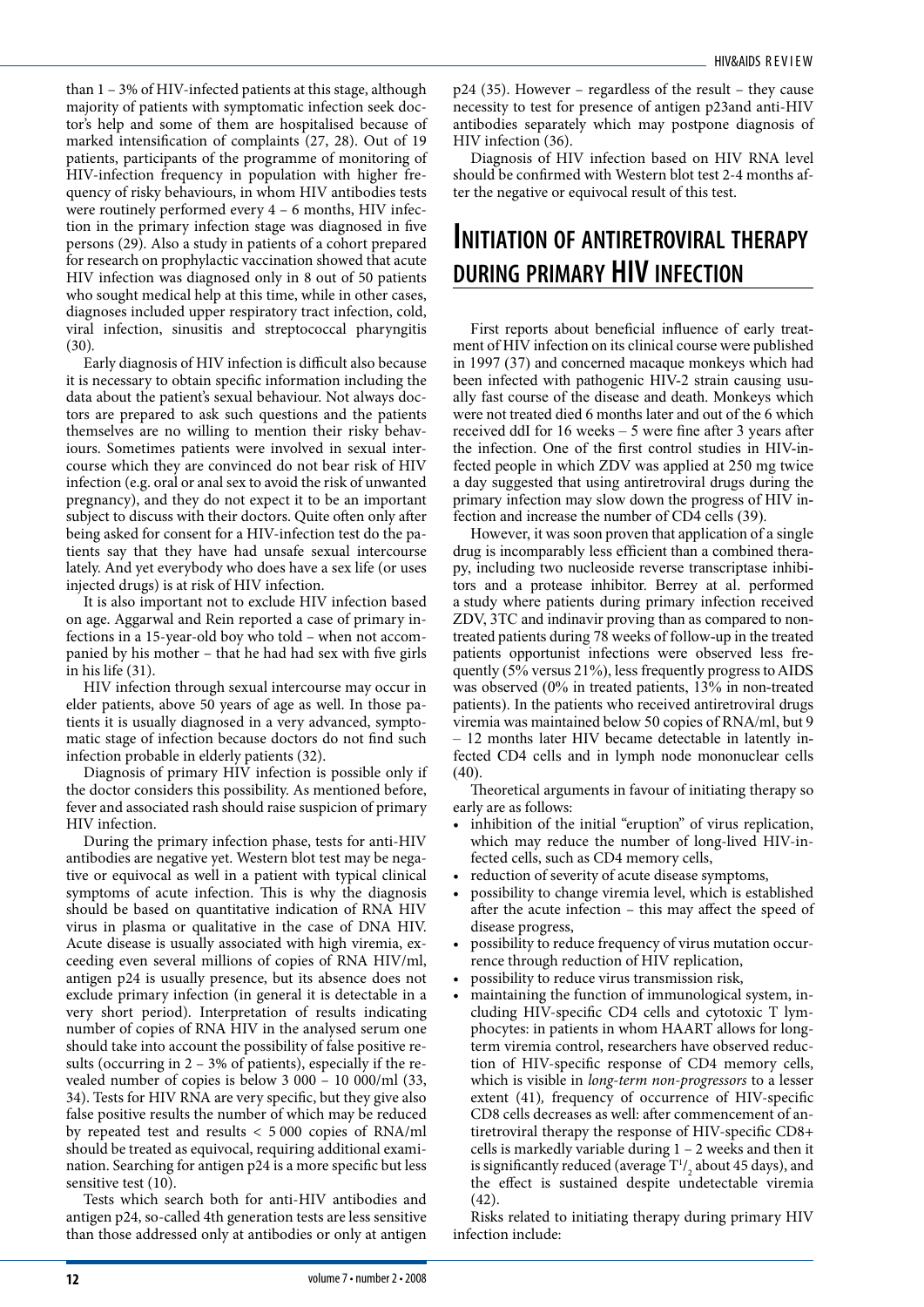than 1 – 3% of HIV-infected patients at this stage, although majority of patients with symptomatic infection seek doctor's help and some of them are hospitalised because of marked intensification of complaints (27, 28). Out of 19 patients, participants of the programme of monitoring of HIV-infection frequency in population with higher frequency of risky behaviours, in whom HIV antibodies tests were routinely performed every 4 – 6 months, HIV infection in the primary infection stage was diagnosed in five persons (29). Also a study in patients of a cohort prepared for research on prophylactic vaccination showed that acute HIV infection was diagnosed only in 8 out of 50 patients who sought medical help at this time, while in other cases, diagnoses included upper respiratory tract infection, cold, viral infection, sinusitis and streptococcal pharyngitis (30).

Early diagnosis of HIV infection is difficult also because it is necessary to obtain specific information including the data about the patient's sexual behaviour. Not always doctors are prepared to ask such questions and the patients themselves are no willing to mention their risky behaviours. Sometimes patients were involved in sexual intercourse which they are convinced do not bear risk of HIV infection (e.g. oral or anal sex to avoid the risk of unwanted pregnancy), and they do not expect it to be an important subject to discuss with their doctors. Quite often only after being asked for consent for a HIV-infection test do the patients say that they have had unsafe sexual intercourse lately. And yet everybody who does have a sex life (or uses injected drugs) is at risk of HIV infection.

It is also important not to exclude HIV infection based on age. Aggarwal and Rein reported a case of primary infections in a 15-year-old boy who told – when not accompanied by his mother – that he had had sex with five girls in his life (31).

HIV infection through sexual intercourse may occur in elder patients, above 50 years of age as well. In those patients it is usually diagnosed in a very advanced, symptomatic stage of infection because doctors do not find such infection probable in elderly patients (32).

Diagnosis of primary HIV infection is possible only if the doctor considers this possibility. As mentioned before, fever and associated rash should raise suspicion of primary HIV infection.

During the primary infection phase, tests for anti-HIV antibodies are negative yet. Western blot test may be negative or equivocal as well in a patient with typical clinical symptoms of acute infection. This is why the diagnosis should be based on quantitative indication of RNA HIV virus in plasma or qualitative in the case of DNA HIV. Acute disease is usually associated with high viremia, exceeding even several millions of copies of RNA HIV/ml, antigen p24 is usually presence, but its absence does not exclude primary infection (in general it is detectable in a very short period). Interpretation of results indicating number of copies of RNA HIV in the analysed serum one should take into account the possibility of false positive results (occurring in 2 – 3% of patients), especially if the revealed number of copies is below 3 000 – 10 000/ml (33, 34). Tests for HIV RNA are very specific, but they give also false positive results the number of which may be reduced by repeated test and results < 5 000 copies of RNA/ml should be treated as equivocal, requiring additional examination. Searching for antigen p24 is a more specific but less sensitive test (10).

Tests which search both for anti-HIV antibodies and antigen p24, so-called 4th generation tests are less sensitive than those addressed only at antibodies or only at antigen p24 (35). However – regardless of the result – they cause necessity to test for presence of antigen p23and anti-HIV antibodies separately which may postpone diagnosis of HIV infection (36).

Diagnosis of HIV infection based on HIV RNA level should be confirmed with Western blot test 2-4 months after the negative or equivocal result of this test.

# Initiation of antiretroviral therapy during primary HIV infection

First reports about beneficial influence of early treatment of HIV infection on its clinical course were published in 1997 (37) and concerned macaque monkeys which had been infected with pathogenic HIV-2 strain causing usually fast course of the disease and death. Monkeys which were not treated died 6 months later and out of the 6 which received ddI for 16 weeks – 5 were fine after 3 years after the infection. One of the first control studies in HIV-infected people in which ZDV was applied at 250 mg twice a day suggested that using antiretroviral drugs during the primary infection may slow down the progress of HIV infection and increase the number of CD4 cells (39).

However, it was soon proven that application of a single drug is incomparably less efficient than a combined therapy, including two nucleoside reverse transcriptase inhibitors and a protease inhibitor. Berrey at al. performed a study where patients during primary infection received ZDV, 3TC and indinavir proving than as compared to non-treated patients during 78 weeks of follow-up in the treated patients opportunist infections were observed less frequently (5% versus 21%), less frequently progress to AIDS was observed (0% in treated patients, 13% in non-treated patients). In the patients who received antiretroviral drugs viremia was maintained below 50 copies of RNA/ml, but 9 – 12 months later HIV became detectable in latently infected CD4 cells and in lymph node mononuclear cells (40).

Theoretical arguments in favour of initiating therapy so early are as follows:

- inhibition of the initial "eruption" of virus replication, which may reduce the number of long-lived HIV-infected cells, such as CD4 memory cells,
- reduction of severity of acute disease symptoms,
- possibility to change viremia level, which is established after the acute infection – this may affect the speed of disease progress,
- possibility to reduce frequency of virus mutation occurrence through reduction of HIV replication,
- possibility to reduce virus transmission risk,
- maintaining the function of immunological system, including HIV-specific CD4 cells and cytotoxic T lymphocytes: in patients in whom HAART allows for long-term viremia control, researchers have observed reduction of HIV-specific response of CD4 memory cells, which is visible in *long-term non-progressors* to a lesser extent (41), frequency of occurrence of HIV-specific CD8 cells decreases as well: after commencement of antiretroviral therapy the response of HIV-specific CD8+ cells is markedly variable during 1 – 2 weeks and then it is significantly reduced (average $T^1/_2$ about 45 days), and the effect is sustained despite undetectable viremia (42).

Risks related to initiating therapy during primary HIV infection include: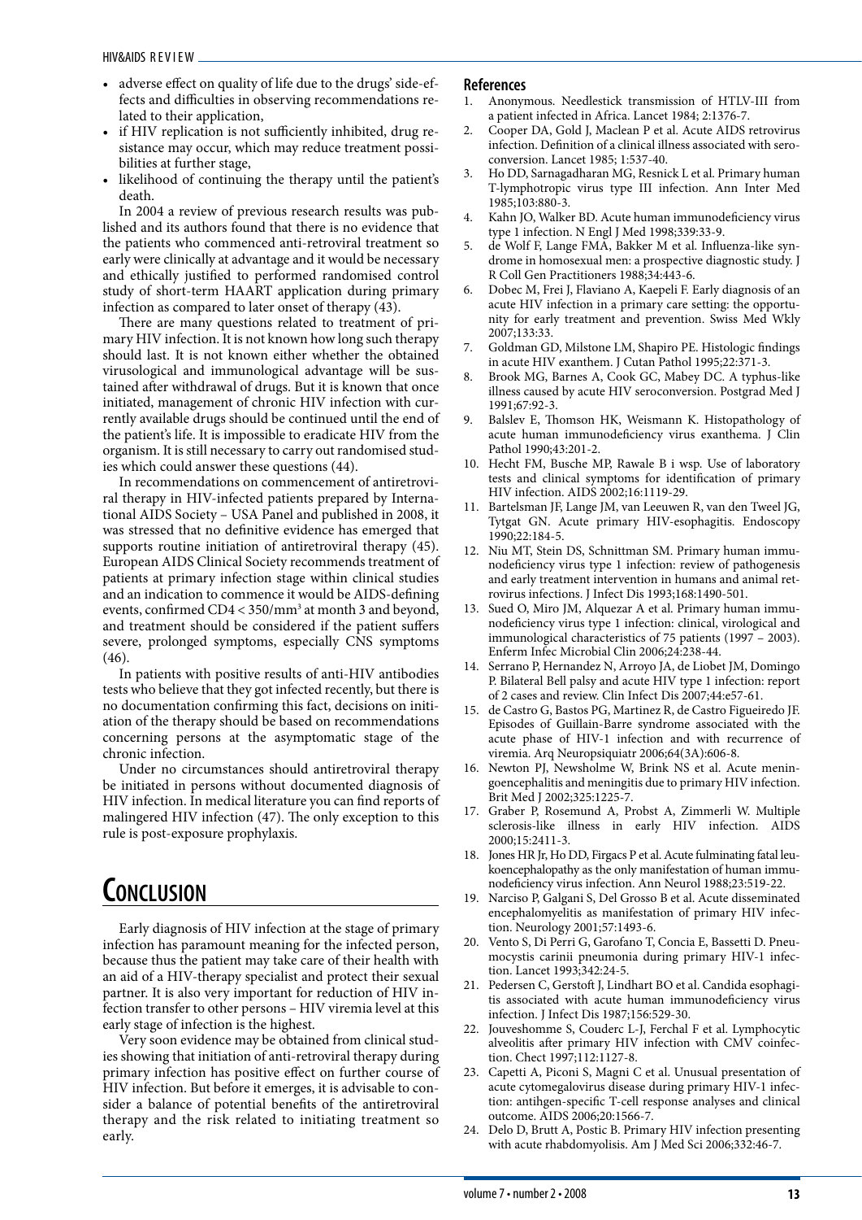- adverse effect on quality of life due to the drugs' side-effects and difficulties in observing recommendations related to their application,
- if HIV replication is not sufficiently inhibited, drug resistance may occur, which may reduce treatment possibilities at further stage,
- likelihood of continuing the therapy until the patient's death.

In 2004 a review of previous research results was published and its authors found that there is no evidence that the patients who commenced anti-retroviral treatment so early were clinically at advantage and it would be necessary and ethically justified to performed randomised control study of short-term HAART application during primary infection as compared to later onset of therapy (43).

There are many questions related to treatment of primary HIV infection. It is not known how long such therapy should last. It is not known either whether the obtained virusological and immunological advantage will be sustained after withdrawal of drugs. But it is known that once initiated, management of chronic HIV infection with currently available drugs should be continued until the end of the patient's life. It is impossible to eradicate HIV from the organism. It is still necessary to carry out randomised studies which could answer these questions (44).

In recommendations on commencement of antiretroviral therapy in HIV-infected patients prepared by International AIDS Society – USA Panel and published in 2008, it was stressed that no definitive evidence has emerged that supports routine initiation of antiretroviral therapy (45). European AIDS Clinical Society recommends treatment of patients at primary infection stage within clinical studies and an indication to commence it would be AIDS-defining events, confirmed CD4 < 350/mm$^3$ at month 3 and beyond, and treatment should be considered if the patient suffers severe, prolonged symptoms, especially CNS symptoms (46).

In patients with positive results of anti-HIV antibodies tests who believe that they got infected recently, but there is no documentation confirming this fact, decisions on initiation of the therapy should be based on recommendations concerning persons at the asymptomatic stage of the chronic infection.

Under no circumstances should antiretroviral therapy be initiated in persons without documented diagnosis of HIV infection. In medical literature you can find reports of malingered HIV infection (47). The only exception to this rule is post-exposure prophylaxis.

# Conclusion

Early diagnosis of HIV infection at the stage of primary infection has paramount meaning for the infected person, because thus the patient may take care of their health with an aid of a HIV-therapy specialist and protect their sexual partner. It is also very important for reduction of HIV infection transfer to other persons – HIV viremia level at this early stage of infection is the highest.

Very soon evidence may be obtained from clinical studies showing that initiation of anti-retroviral therapy during primary infection has positive effect on further course of HIV infection. But before it emerges, it is advisable to consider a balance of potential benefits of the antiretroviral therapy and the risk related to initiating treatment so early.

## References

1. Anonymous. Needlestick transmission of HTLV-III from a patient infected in Africa. Lancet 1984; 2:1376-7.
2. Cooper DA, Gold J, Maclean P et al. Acute AIDS retrovirus infection. Definition of a clinical illness associated with seroconversion. Lancet 1985; 1:537-40.
3. Ho DD, Sarnagadharan MG, Resnick L et al. Primary human T-lymphotropic virus type III infection. Ann Inter Med 1985;103:880-3.
4. Kahn JO, Walker BD. Acute human immunodeficiency virus type 1 infection. N Engl J Med 1998;339:33-9.
5. de Wolf F, Lange FMA, Bakker M et al. Influenza-like syndrome in homosexual men: a prospective diagnostic study. J R Coll Gen Practitioners 1988;34:443-6.
6. Dobec M, Frei J, Flaviano A, Kaepeli F. Early diagnosis of an acute HIV infection in a primary care setting: the opportunity for early treatment and prevention. Swiss Med Wkly 2007;133:33.
7. Goldman GD, Milstone LM, Shapiro PE. Histologic findings in acute HIV exanthem. J Cutan Pathol 1995;22:371-3.
8. Brook MG, Barnes A, Cook GC, Mabey DC. A typhus-like illness caused by acute HIV seroconversion. Postgrad Med J 1991;67:92-3.
9. Balslev E, Thomson HK, Weismann K. Histopathology of acute human immunodeficiency virus exanthema. J Clin Pathol 1990;43:201-2.
10. Hecht FM, Busche MP, Rawale B i wsp. Use of laboratory tests and clinical symptoms for identification of primary HIV infection. AIDS 2002;16:1119-29.
11. Bartelsman JF, Lange JM, van Leeuwen R, van den Tweel JG, Tytgat GN. Acute primary HIV-esophagitis. Endoscopy 1990;22:184-5.
12. Niu MT, Stein DS, Schnittman SM. Primary human immunodeficiency virus type 1 infection: review of pathogenesis and early treatment intervention in humans and animal retrovirus infections. J Infect Dis 1993;168:1490-501.
13. Sued O, Miro JM, Alquezar A et al. Primary human immunodeficiency virus type 1 infection: clinical, virological and immunological characteristics of 75 patients (1997 – 2003). Enferm Infec Microbial Clin 2006;24:238-44.
14. Serrano P, Hernandez N, Arroyo JA, de Liobet JM, Domingo P. Bilateral Bell palsy and acute HIV type 1 infection: report of 2 cases and review. Clin Infect Dis 2007;44:e57-61.
15. de Castro G, Bastos PG, Martinez R, de Castro Figueiredo JF. Episodes of Guillain-Barre syndrome associated with the acute phase of HIV-1 infection and with recurrence of viremia. Arq Neuropsiquiatr 2006;64(3A):606-8.
16. Newton PJ, Newsholme W, Brink NS et al. Acute meningoencephalitis and meningitis due to primary HIV infection. Brit Med J 2002;325:1225-7.
17. Graber P, Rosemund A, Probst A, Zimmerli W. Multiple sclerosis-like illness in early HIV infection. AIDS 2000;15:2411-3.
18. Jones HR Jr, Ho DD, Firgacs P et al. Acute fulminating fatal leukoencephalopathy as the only manifestation of human immunodeficiency virus infection. Ann Neurol 1988;23:519-22.
19. Narciso P, Galgani S, Del Grosso B et al. Acute disseminated encephalomyelitis as manifestation of primary HIV infection. Neurology 2001;57:1493-6.
20. Vento S, Di Perri G, Garofano T, Concia E, Bassetti D. Pneumocystis carinii pneumonia during primary HIV-1 infection. Lancet 1993;342:24-5.
21. Pedersen C, Gerstoft J, Lindhart BO et al. Candida esophagitis associated with acute human immunodeficiency virus infection. J Infect Dis 1987;156:529-30.
22. Jouveshomme S, Couderc L-J, Ferchal F et al. Lymphocytic alveolitis after primary HIV infection with CMV coinfection. Chect 1997;112:1127-8.
23. Capetti A, Piconi S, Magni C et al. Unusual presentation of acute cytomegalovirus disease during primary HIV-1 infection: antihgen-specific T-cell response analyses and clinical outcome. AIDS 2006;20:1566-7.
24. Delo D, Brutt A, Postic B. Primary HIV infection presenting with acute rhabdomyolisis. Am J Med Sci 2006;332:46-7.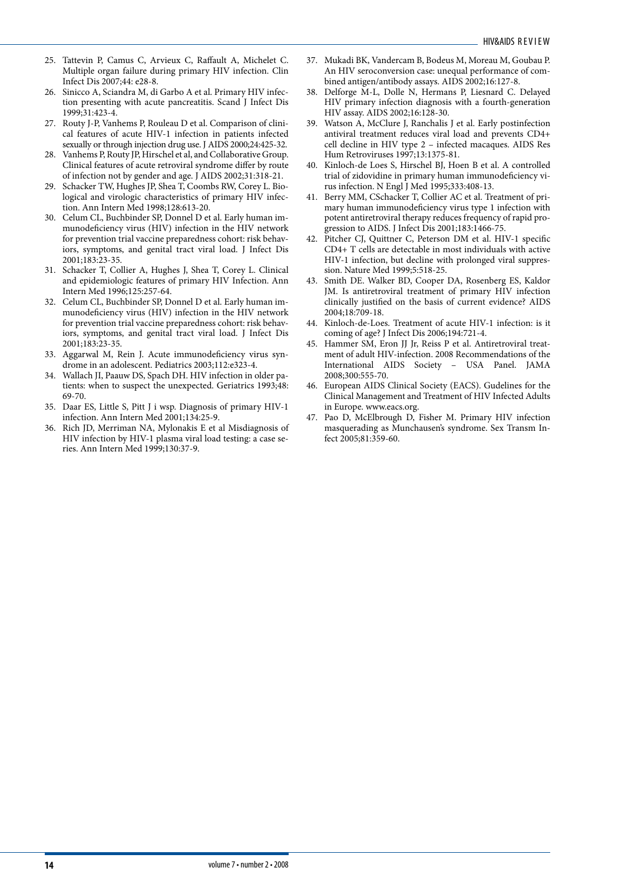25. Tattevin P, Camus C, Arvieux C, Raffault A, Michelet C. Multiple organ failure during primary HIV infection. Clin Infect Dis 2007;44: e28-8.
26. Sinicco A, Sciandra M, di Garbo A et al. Primary HIV infection presenting with acute pancreatitis. Scand J Infect Dis 1999;31:423-4.
27. Routy J-P, Vanhems P, Rouleau D et al. Comparison of clinical features of acute HIV-1 infection in patients infected sexually or through injection drug use. J AIDS 2000;24:425-32.
28. Vanhems P, Routy JP, Hirschel et al, and Collaborative Group. Clinical features of acute retroviral syndrome differ by route of infection not by gender and age. J AIDS 2002;31:318-21.
29. Schacker TW, Hughes JP, Shea T, Coombs RW, Corey L. Biological and virologic characteristics of primary HIV infection. Ann Intern Med 1998;128:613-20.
30. Celum CL, Buchbinder SP, Donnel D et al. Early human immunodeficiency virus (HIV) infection in the HIV network for prevention trial vaccine preparedness cohort: risk behaviors, symptoms, and genital tract viral load. J Infect Dis 2001;183:23-35.
31. Schacker T, Collier A, Hughes J, Shea T, Corey L. Clinical and epidemiologic features of primary HIV Infection. Ann Intern Med 1996;125:257-64.
32. Celum CL, Buchbinder SP, Donnel D et al. Early human immunodeficiency virus (HIV) infection in the HIV network for prevention trial vaccine preparedness cohort: risk behaviors, symptoms, and genital tract viral load. J Infect Dis 2001;183:23-35.
33. Aggarwal M, Rein J. Acute immunodeficiency virus syndrome in an adolescent. Pediatrics 2003;112:e323-4.
34. Wallach JI, Paauw DS, Spach DH. HIV infection in older patients: when to suspect the unexpected. Geriatrics 1993;48: 69-70.
35. Daar ES, Little S, Pitt J i wsp. Diagnosis of primary HIV-1 infection. Ann Intern Med 2001;134:25-9.
36. Rich JD, Merriman NA, Mylonakis E et al Misdiagnosis of HIV infection by HIV-1 plasma viral load testing: a case series. Ann Intern Med 1999;130:37-9.
37. Mukadi BK, Vandercam B, Bodeus M, Moreau M, Goubau P. An HIV seroconversion case: unequal performance of combined antigen/antibody assays. AIDS 2002;16:127-8.
38. Delforge M-L, Dolle N, Hermans P, Liesnard C. Delayed HIV primary infection diagnosis with a fourth-generation HIV assay. AIDS 2002;16:128-30.
39. Watson A, McClure J, Ranchalis J et al. Early postinfection antiviral treatment reduces viral load and prevents CD4+ cell decline in HIV type 2 – infected macaques. AIDS Res Hum Retroviruses 1997;13:1375-81.
40. Kinloch-de Loes S, Hirschel BJ, Hoen B et al. A controlled trial of zidovidine in primary human immunodeficiency virus infection. N Engl J Med 1995;333:408-13.
41. Berry MM, CSchacker T, Collier AC et al. Treatment of primary human immunodeficiency virus type 1 infection with potent antiretroviral therapy reduces frequency of rapid progression to AIDS. J Infect Dis 2001;183:1466-75.
42. Pitcher CJ, Quittner C, Peterson DM et al. HIV-1 specific CD4+ T cells are detectable in most individuals with active HIV-1 infection, but decline with prolonged viral suppression. Nature Med 1999;5:518-25.
43. Smith DE. Walker BD, Cooper DA, Rosenberg ES, Kaldor JM. Is antiretroviral treatment of primary HIV infection clinically justified on the basis of current evidence? AIDS 2004;18:709-18.
44. Kinloch-de-Loes. Treatment of acute HIV-1 infection: is it coming of age? J Infect Dis 2006;194:721-4.
45. Hammer SM, Eron JJ Jr, Reiss P et al. Antiretroviral treatment of adult HIV-infection. 2008 Recommendations of the International AIDS Society – USA Panel. JAMA 2008;300:555-70.
46. European AIDS Clinical Society (EACS). Gudelines for the Clinical Management and Treatment of HIV Infected Adults in Europe. www.eacs.org.
47. Pao D, McElbrough D, Fisher M. Primary HIV infection masquerading as Munchausen's syndrome. Sex Transm Infect 2005;81:359-60.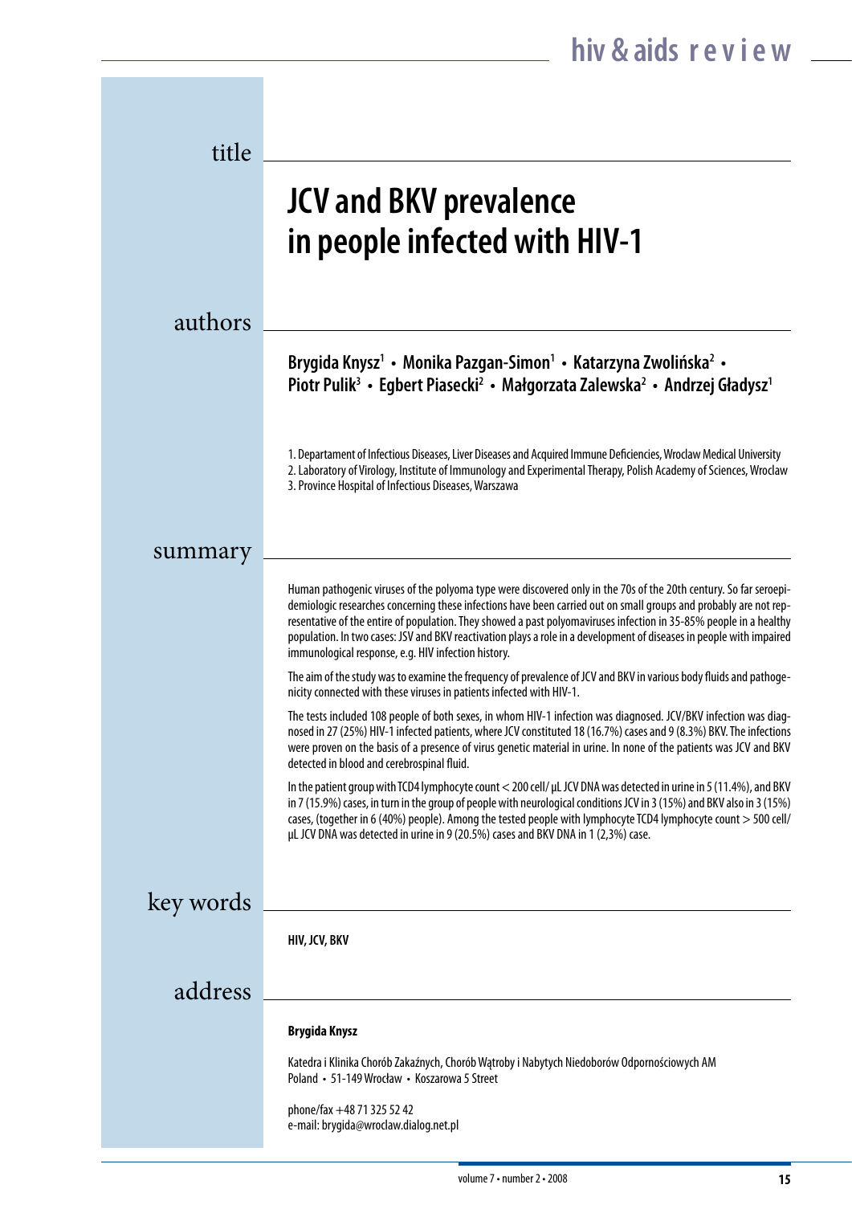## title

# JCV and BKV prevalence in people infected with HIV-1

## authors

**Brygida Knysz[1] • Monika Pazgan-Simon[1] • Katarzyna Zwolińska[2] • Piotr Pulik[3] • Egbert Piasecki[2] • Małgorzata Zalewska[2] • Andrzej Gładysz[1]**

1. Departament of Infectious Diseases, Liver Diseases and Acquired Immune Deficiencies, Wroclaw Medical University
2. Laboratory of Virology, Institute of Immunology and Experimental Therapy, Polish Academy of Sciences, Wroclaw
3. Province Hospital of Infectious Diseases, Warszawa

## summary

Human pathogenic viruses of the polyoma type were discovered only in the 70s of the 20th century. So far seroepidemiologic researches concerning these infections have been carried out on small groups and probably are not representative of the entire of population. They showed a past polyomaviruses infection in 35-85% people in a healthy population. In two cases: JSV and BKV reactivation plays a role in a development of diseases in people with impaired immunological response, e.g. HIV infection history.

The aim of the study was to examine the frequency of prevalence of JCV and BKV in various body fluids and pathogenicity connected with these viruses in patients infected with HIV-1.

The tests included 108 people of both sexes, in whom HIV-1 infection was diagnosed. JCV/BKV infection was diagnosed in 27 (25%) HIV-1 infected patients, where JCV constituted 18 (16.7%) cases and 9 (8.3%) BKV. The infections were proven on the basis of a presence of virus genetic material in urine. In none of the patients was JCV and BKV detected in blood and cerebrospinal fluid.

In the patient group with TCD4 lymphocyte count < 200 cell/ µL JCV DNA was detected in urine in 5 (11.4%), and BKV in 7 (15.9%) cases, in turn in the group of people with neurological conditions JCV in 3 (15%) and BKV also in 3 (15%) cases, (together in 6 (40%) people). Among the tested people with lymphocyte TCD4 lymphocyte count > 500 cell/ µL JCV DNA was detected in urine in 9 (20.5%) cases and BKV DNA in 1 (2,3%) case.

## key words

**HIV, JCV, BKV**

## address

**Brygida Knysz**

Katedra i Klinika Chorób Zakaźnych, Chorób Wątroby i Nabytych Niedoborów Odpornościowych AM
Poland • 51-149 Wrocław • Koszarowa 5 Street

phone/fax +48 71 325 52 42
e-mail: brygida@wroclaw.dialog.net.pl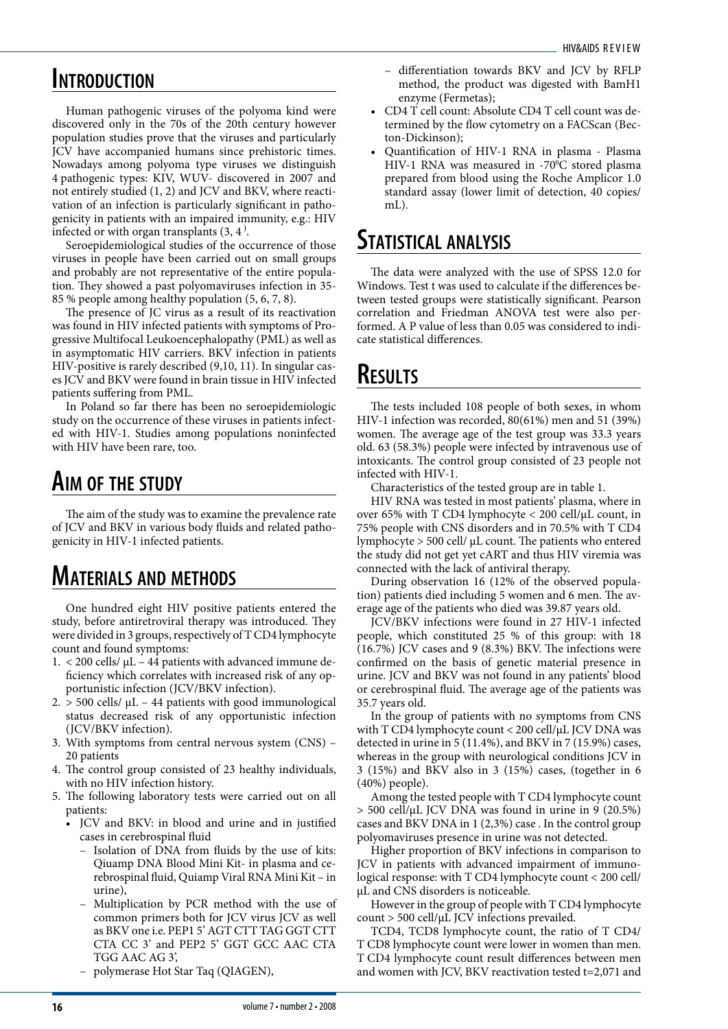## Introduction

Human pathogenic viruses of the polyoma kind were discovered only in the 70s of the 20th century however population studies prove that the viruses and particularly JCV have accompanied humans since prehistoric times. Nowadays among polyoma type viruses we distinguish 4 pathogenic types: KIV, WUV- discovered in 2007 and not entirely studied (1, 2) and JCV and BKV, where reactivation of an infection is particularly significant in pathogenicity in patients with an impaired immunity, e.g.: HIV infected or with organ transplants (3, 4 ).

Seroepidemiological studies of the occurrence of those viruses in people have been carried out on small groups and probably are not representative of the entire population. They showed a past polyomaviruses infection in 35-85 % people among healthy population (5, 6, 7, 8).

The presence of JC virus as a result of its reactivation was found in HIV infected patients with symptoms of Progressive Multifocal Leukoencephalopathy (PML) as well as in asymptomatic HIV carriers. BKV infection in patients HIV-positive is rarely described (9,10, 11). In singular cases JCV and BKV were found in brain tissue in HIV infected patients suffering from PML.

In Poland so far there has been no seroepidemiologic study on the occurrence of these viruses in patients infected with HIV-1. Studies among populations noninfected with HIV have been rare, too.

## Aim of the study

The aim of the study was to examine the prevalence rate of JCV and BKV in various body fluids and related pathogenicity in HIV-1 infected patients.

## Materials and methods

One hundred eight HIV positive patients entered the study, before antiretroviral therapy was introduced. They were divided in 3 groups, respectively of T CD4 lymphocyte count and found symptoms:

1. < 200 cells/ μL – 44 patients with advanced immune deficiency which correlates with increased risk of any opportunistic infection (JCV/BKV infection).
2. > 500 cells/ μL – 44 patients with good immunological status decreased risk of any opportunistic infection (JCV/BKV infection).
3. With symptoms from central nervous system (CNS) – 20 patients
4. The control group consisted of 23 healthy individuals, with no HIV infection history.
5. The following laboratory tests were carried out on all patients:
   - JCV and BKV: in blood and urine and in justified cases in cerebrospinal fluid
     - Isolation of DNA from fluids by the use of kits: Qiuamp DNA Blood Mini Kit- in plasma and cerebrospinal fluid, Quiamp Viral RNA Mini Kit – in urine),
     - Multiplication by PCR method with the use of common primers both for JCV virus JCV as well as BKV one i.e. PEP1 5' AGT CTT TAG GGT CTT CTA CC 3' and PEP2 5' GGT GCC AAC CTA TGG AAC AG 3',
     - polymerase Hot Star Taq (QIAGEN),
     - differentiation towards BKV and JCV by RFLP method, the product was digested with BamH1 enzyme (Fermetas);
   - CD4 T cell count: Absolute CD4 T cell count was determined by the flow cytometry on a FACScan (Becton-Dickinson);
   - Quantification of HIV-1 RNA in plasma - Plasma HIV-1 RNA was measured in -70$^0$C stored plasma prepared from blood using the Roche Amplicor 1.0 standard assay (lower limit of detection, 40 copies/ mL).

## Statistical analysis

The data were analyzed with the use of SPSS 12.0 for Windows. Test t was used to calculate if the differences between tested groups were statistically significant. Pearson correlation and Friedman ANOVA test were also performed. A P value of less than 0.05 was considered to indicate statistical differences.

## Results

The tests included 108 people of both sexes, in whom HIV-1 infection was recorded, 80(61%) men and 51 (39%) women. The average age of the test group was 33.3 years old. 63 (58.3%) people were infected by intravenous use of intoxicants. The control group consisted of 23 people not infected with HIV-1.

Characteristics of the tested group are in table 1.

HIV RNA was tested in most patients' plasma, where in over 65% with T CD4 lymphocyte < 200 cell/μL count, in 75% people with CNS disorders and in 70.5% with T CD4 lymphocyte > 500 cell/ μL count. The patients who entered the study did not get yet cART and thus HIV viremia was connected with the lack of antiviral therapy.

During observation 16 (12% of the observed population) patients died including 5 women and 6 men. The average age of the patients who died was 39.87 years old.

JCV/BKV infections were found in 27 HIV-1 infected people, which constituted 25 % of this group: with 18 (16.7%) JCV cases and 9 (8.3%) BKV. The infections were confirmed on the basis of genetic material presence in urine. JCV and BKV was not found in any patients' blood or cerebrospinal fluid. The average age of the patients was 35.7 years old.

In the group of patients with no symptoms from CNS with T CD4 lymphocyte count < 200 cell/μL JCV DNA was detected in urine in 5 (11.4%), and BKV in 7 (15.9%) cases, whereas in the group with neurological conditions JCV in 3 (15%) and BKV also in 3 (15%) cases, (together in 6 (40%) people).

Among the tested people with T CD4 lymphocyte count > 500 cell/μL JCV DNA was found in urine in 9 (20.5%) cases and BKV DNA in 1 (2,3%) case . In the control group polyomaviruses presence in urine was not detected.

Higher proportion of BKV infections in comparison to JCV in patients with advanced impairment of immunological response: with T CD4 lymphocyte count < 200 cell/ μL and CNS disorders is noticeable.

However in the group of people with T CD4 lymphocyte count > 500 cell/μL JCV infections prevailed.

TCD4, TCD8 lymphocyte count, the ratio of T CD4/ T CD8 lymphocyte count were lower in women than men. T CD4 lymphocyte count result differences between men and women with JCV, BKV reactivation tested t=2,071 and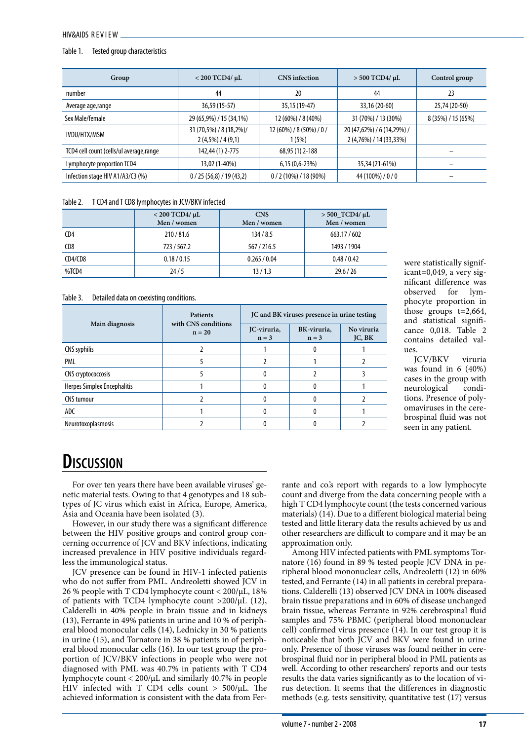Table 1. Tested group characteristics

| Group | < 200 TCD4/ µL | CNS infection | > 500 TCD4/ µL | Control group |
|---|---|---|---|---|
| number | 44 | 20 | 44 | 23 |
| Average age,range | 36,59 (15-57) | 35,15 (19-47) | 33,16 (20-60) | 25,74 (20-50) |
| Sex Male/female | 29 (65,9%) / 15 (34,1%) | 12 (60%) / 8 (40%) | 31 (70%) / 13 (30%) | 8 (35%) / 15 (65%) |
| IVDU/HTX/MSM | 31 (70,5%) / 8 (18,2%)/ 2 (4,5%) / 4 (9,1) | 12 (60%) / 8 (50%) / 0 / 1 (5%) | 20 (47,62%) / 6 (14,29%) / 2 (4,76%) / 14 (33,33%) | |
| TCD4 cell count (cells/ul average,range | 142,44 (1) 2-775 | 68,95 (1) 2-188 | | – |
| Lymphocyte proportion TCD4 | 13,02 (1-40%) | 6,15 (0,6-23%) | 35,34 (21-61%) | – |
| Infection stage HIV A1/A3/C3 (%) | 0 / 25 (56,8) / 19 (43,2) | 0 / 2 (10%) / 18 (90%) | 44 (100%) / 0 / 0 | – |

Table 2. T CD4 and T CD8 lymphocytes in JCV/BKV infected

| | < 200 TCD4/ µL Men / women | CNS Men / women | > 500_TCD4/ µL Men / women |
|---|---|---|---|
| CD4 | 210 / 81.6 | 134 / 8.5 | 663.17 / 602 |
| CD8 | 723 / 567.2 | 567 / 216.5 | 1493 / 1904 |
| CD4/CD8 | 0.18 / 0.15 | 0.265 / 0.04 | 0.48 / 0.42 |
| %TCD4 | 24 / 5 | 13 / 1.3 | 29.6 / 26 |

Table 3. Detailed data on coexisting conditions.

| Main diagnosis | Patients with CNS conditions n = 20 | JC and BK viruses presence in urine testing | | |
|---|---|---|---|---|
| | | JC-viruria, n = 3 | BK-viruria, n = 3 | No viruria JC, BK |
| CNS syphilis | 2 | 1 | 0 | 1 |
| PML | 5 | 2 | 1 | 2 |
| CNS cryptococcosis | 5 | 0 | 2 | 3 |
| Herpes Simplex Encephalitis | 1 | 0 | 0 | 1 |
| CNS tumour | 2 | 0 | 0 | 2 |
| ADC | 1 | 0 | 0 | 1 |
| Neurotoxoplasmosis | 2 | 0 | 0 | 2 |

were statistically significant=0,049, a very significant difference was observed for lymphocyte proportion in those groups t=2,664, and statistical significance 0,018. Table 2 contains detailed values.

JCV/BKV viruria was found in 6 (40%) cases in the group with neurological conditions. Presence of polyomaviruses in the cerebrospinal fluid was not seen in any patient.

# Discussion

For over ten years there have been available viruses' genetic material tests. Owing to that 4 genotypes and 18 subtypes of JC virus which exist in Africa, Europe, America, Asia and Oceania have been isolated (3).

However, in our study there was a significant difference between the HIV positive groups and control group concerning occurrence of JCV and BKV infections, indicating increased prevalence in HIV positive individuals regardless the immunological status.

JCV presence can be found in HIV-1 infected patients who do not suffer from PML. Andreoletti showed JCV in 26 % people with T CD4 lymphocyte count < 200/µL, 18% of patients with TCD4 lymphocyte count >200/µL (12), Calderelli in 40% people in brain tissue and in kidneys (13), Ferrante in 49% patients in urine and 10 % of peripheral blood monocular cells (14), Lednicky in 30 % patients in urine (15), and Tornatore in 38 % patients in of peripheral blood monocular cells (16). In our test group the proportion of JCV/BKV infections in people who were not diagnosed with PML was 40.7% in patients with T CD4 lymphocyte count < 200/µL and similarly 40.7% in people HIV infected with T CD4 cells count > 500/µL. The achieved information is consistent with the data from Ferrante and co.'s report with regards to a low lymphocyte count and diverge from the data concerning people with a high T CD4 lymphocyte count (the tests concerned various materials) (14). Due to a different biological material being tested and little literary data the results achieved by us and other researchers are difficult to compare and it may be an approximation only.

Among HIV infected patients with PML symptoms Tornatore (16) found in 89 % tested people JCV DNA in peripheral blood mononuclear cells, Andreoletti (12) in 60% tested, and Ferrante (14) in all patients in cerebral preparations. Calderelli (13) observed JCV DNA in 100% diseased brain tissue preparations and in 60% of disease unchanged brain tissue, whereas Ferrante in 92% cerebrospinal fluid samples and 75% PBMC (peripheral blood mononuclear cell) confirmed virus presence (14). In our test group it is noticeable that both JCV and BKV were found in urine only. Presence of those viruses was found neither in cerebrospinal fluid nor in peripheral blood in PML patients as well. According to other researchers' reports and our tests results the data varies significantly as to the location of virus detection. It seems that the differences in diagnostic methods (e.g. tests sensitivity, quantitative test (17) versus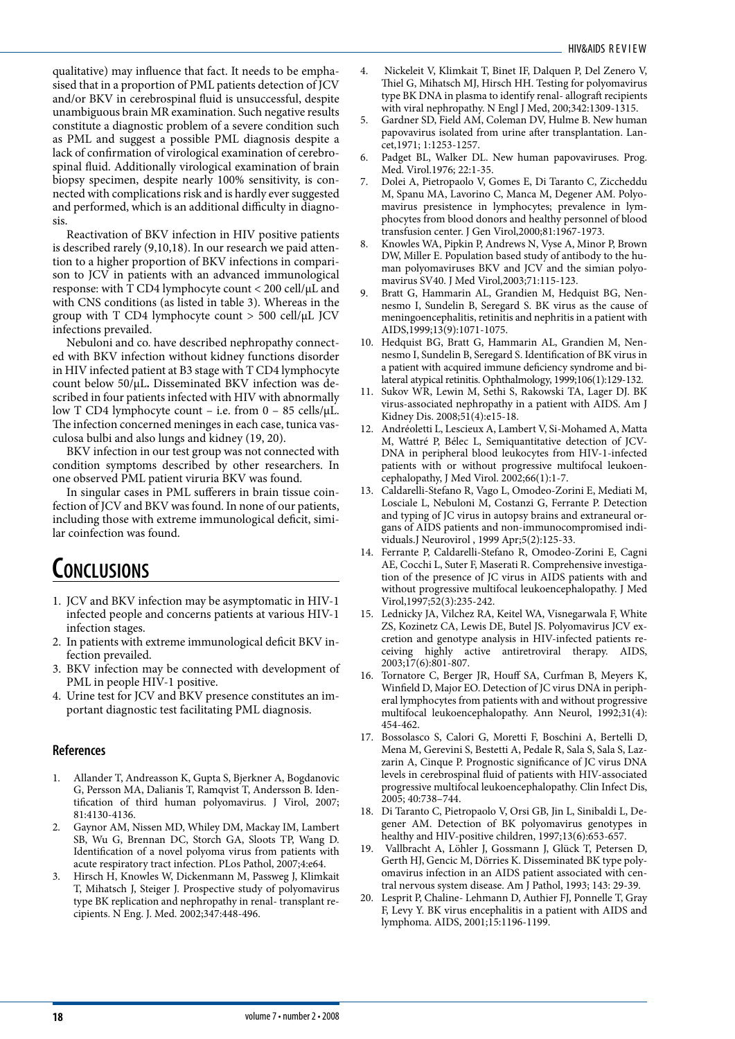qualitative) may influence that fact. It needs to be emphasised that in a proportion of PML patients detection of JCV and/or BKV in cerebrospinal fluid is unsuccessful, despite unambiguous brain MR examination. Such negative results constitute a diagnostic problem of a severe condition such as PML and suggest a possible PML diagnosis despite a lack of confirmation of virological examination of cerebrospinal fluid. Additionally virological examination of brain biopsy specimen, despite nearly 100% sensitivity, is connected with complications risk and is hardly ever suggested and performed, which is an additional difficulty in diagnosis.

Reactivation of BKV infection in HIV positive patients is described rarely (9,10,18). In our research we paid attention to a higher proportion of BKV infections in comparison to JCV in patients with an advanced immunological response: with T CD4 lymphocyte count < 200 cell/μL and with CNS conditions (as listed in table 3). Whereas in the group with T CD4 lymphocyte count > 500 cell/μL JCV infections prevailed.

Nebuloni and co. have described nephropathy connected with BKV infection without kidney functions disorder in HIV infected patient at B3 stage with T CD4 lymphocyte count below 50/μL**.** Disseminated BKV infection was described in four patients infected with HIV with abnormally low T CD4 lymphocyte count – i.e. from 0 – 85 cells/μL. The infection concerned meninges in each case, tunica vasculosa bulbi and also lungs and kidney (19, 20).

BKV infection in our test group was not connected with condition symptoms described by other researchers. In one observed PML patient viruria BKV was found.

In singular cases in PML sufferers in brain tissue coinfection of JCV and BKV was found. In none of our patients, including those with extreme immunological deficit, similar coinfection was found.

# Conclusions

1. JCV and BKV infection may be asymptomatic in HIV-1 infected people and concerns patients at various HIV-1 infection stages.
2. In patients with extreme immunological deficit BKV infection prevailed.
3. BKV infection may be connected with development of PML in people HIV-1 positive.
4. Urine test for JCV and BKV presence constitutes an important diagnostic test facilitating PML diagnosis.

## References

1. Allander T, Andreasson K, Gupta S, Bjerkner A, Bogdanovic G, Persson MA, Dalianis T, Ramqvist T, Andersson B. Identification of third human polyomavirus. J Virol, 2007; 81:4130-4136.
2. Gaynor AM, Nissen MD, Whiley DM, Mackay IM, Lambert SB, Wu G, Brennan DC, Storch GA, Sloots TP, Wang D. Identification of a novel polyoma virus from patients with acute respiratory tract infection. PLos Pathol, 2007;4:e64.
3. Hirsch H, Knowles W, Dickenmann M, Passweg J, Klimkait T, Mihatsch J, Steiger J. Prospective study of polyomavirus type BK replication and nephropathy in renal- transplant recipients. N Eng. J. Med. 2002;347:448-496.
4. Nickeleit V, Klimkait T, Binet IF, Dalquen P, Del Zenero V, Thiel G, Mihatsch MJ, Hirsch HH. Testing for polyomavirus type BK DNA in plasma to identify renal- allograft recipients with viral nephropathy. N Engl J Med, 200;342:1309-1315.
5. Gardner SD, Field AM, Coleman DV, Hulme B. New human papovavirus isolated from urine after transplantation. Lancet,1971; 1:1253-1257.
6. Padget BL, Walker DL. New human papovaviruses. Prog. Med. Virol.1976; 22:1-35.
7. Dolei A, Pietropaolo V, Gomes E, Di Taranto C, Ziccheddu M, Spanu MA, Lavorino C, Manca M, Degener AM. Polyomavirus presistence in lymphocytes; prevalence in lymphocytes from blood donors and healthy personnel of blood transfusion center. J Gen Virol,2000;81:1967-1973.
8. Knowles WA, Pipkin P, Andrews N, Vyse A, Minor P, Brown DW, Miller E. Population based study of antibody to the human polyomaviruses BKV and JCV and the simian polyomavirus SV40. J Med Virol,2003;71:115-123.
9. Bratt G, Hammarin AL, Grandien M, Hedquist BG, Nennesmo I, Sundelin B, Seregard S. BK virus as the cause of meningoencephalitis, retinitis and nephritis in a patient with AIDS,1999;13(9):1071-1075.
10. Hedquist BG, Bratt G, Hammarin AL, Grandien M, Nennesmo I, Sundelin B, Seregard S. Identification of BK virus in a patient with acquired immune deficiency syndrome and bilateral atypical retinitis. Ophthalmology, 1999;106(1):129-132.
11. Sukov WR, Lewin M, Sethi S, Rakowski TA, Lager DJ. BK virus-associated nephropathy in a patient with AIDS. Am J Kidney Dis. 2008;51(4):e15-18.
12. Andréoletti L, Lescieux A, Lambert V, Si-Mohamed A, Matta M, Wattré P, Bélec L, Semiquantitative detection of JCV-DNA in peripheral blood leukocytes from HIV-1-infected patients with or without progressive multifocal leukoencephalopathy, J Med Virol. 2002;66(1):1-7.
13. Caldarelli-Stefano R, Vago L, Omodeo-Zorini E, Mediati M, Losciale L, Nebuloni M, Costanzi G, Ferrante P. Detection and typing of JC virus in autopsy brains and extraneural organs of AIDS patients and non-immunocompromised individuals.J Neurovirol , 1999 Apr;5(2):125-33.
14. Ferrante P, Caldarelli-Stefano R, Omodeo-Zorini E, Cagni AE, Cocchi L, Suter F, Maserati R. Comprehensive investigation of the presence of JC virus in AIDS patients with and without progressive multifocal leukoencephalopathy. J Med Virol,1997;52(3):235-242.
15. Lednicky JA, Vilchez RA, Keitel WA, Visnegarwala F, White ZS, Kozinetz CA, Lewis DE, Butel JS. Polyomavirus JCV excretion and genotype analysis in HIV-infected patients receiving highly active antiretroviral therapy. AIDS, 2003;17(6):801-807.
16. Tornatore C, Berger JR, Houff SA, Curfman B, Meyers K, Winfield D, Major EO. Detection of JC virus DNA in peripheral lymphocytes from patients with and without progressive multifocal leukoencephalopathy. Ann Neurol, 1992;31(4): 454-462.
17. Bossolasco S, Calori G, Moretti F, Boschini A, Bertelli D, Mena M, Gerevini S, Bestetti A, Pedale R, Sala S, Sala S, Lazzarin A, Cinque P. Prognostic significance of JC virus DNA levels in cerebrospinal fluid of patients with HIV-associated progressive multifocal leukoencephalopathy. Clin Infect Dis, 2005; 40:738–744.
18. Di Taranto C, Pietropaolo V, Orsi GB, Jin L, Sinibaldi L, Degener AM. Detection of BK polyomavirus genotypes in healthy and HIV-positive children, 1997;13(6):653-657.
19. Vallbracht A, Löhler J, Gossmann J, Glück T, Petersen D, Gerth HJ, Gencic M, Dörries K. Disseminated BK type polyomavirus infection in an AIDS patient associated with central nervous system disease. Am J Pathol, 1993; 143: 29-39.
20. Lesprit P, Chaline- Lehmann D, Authier FJ, Ponnelle T, Gray F, Levy Y. BK virus encephalitis in a patient with AIDS and lymphoma. AIDS, 2001;15:1196-1199.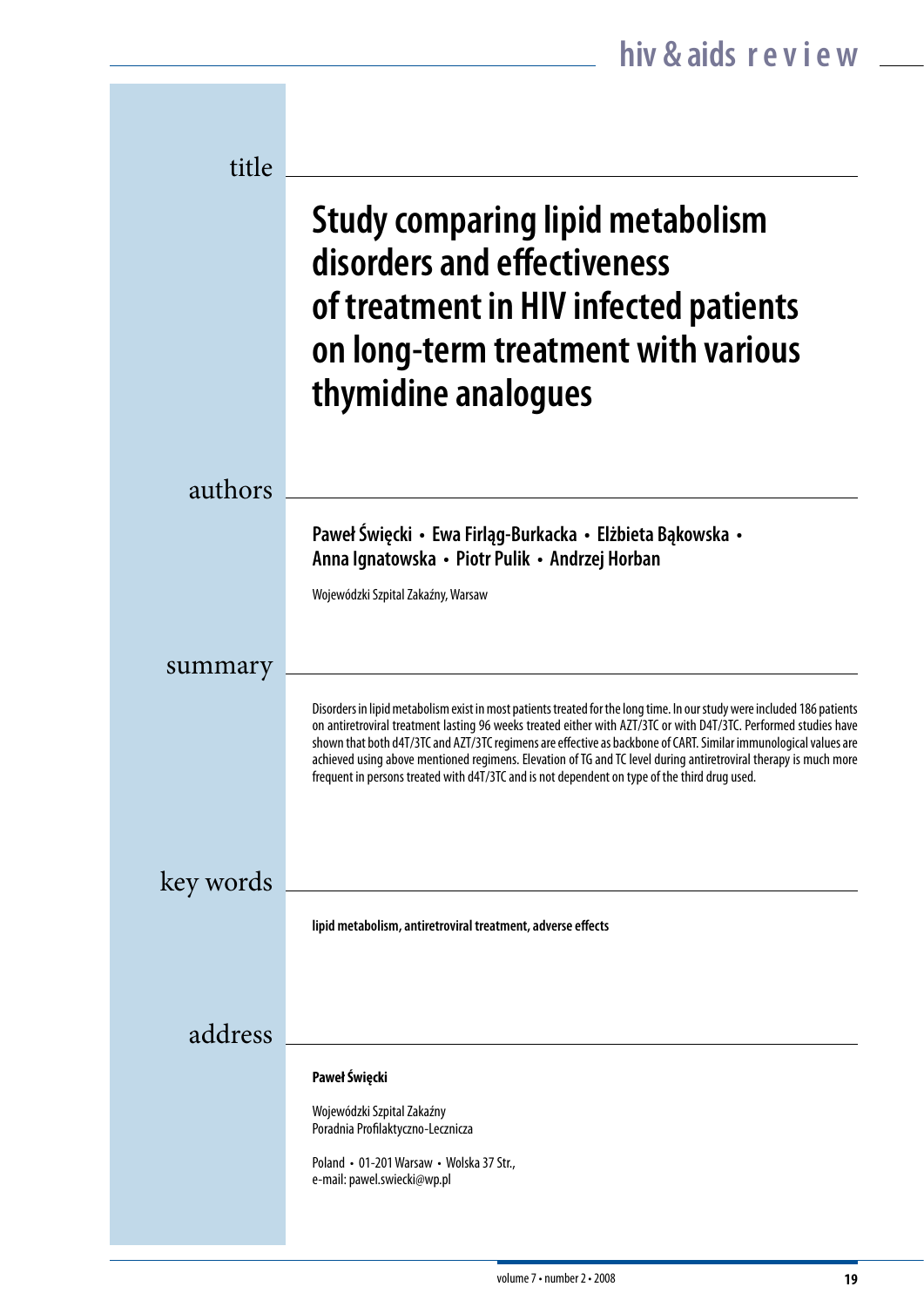## title

# Study comparing lipid metabolism disorders and effectiveness of treatment in HIV infected patients on long-term treatment with various thymidine analogues

## authors

**Paweł Święcki • Ewa Firląg-Burkacka • Elżbieta Bąkowska • Anna Ignatowska • Piotr Pulik • Andrzej Horban**

Wojewódzki Szpital Zakaźny, Warsaw

## summary

Disorders in lipid metabolism exist in most patients treated for the long time. In our study were included 186 patients on antiretroviral treatment lasting 96 weeks treated either with AZT/3TC or with D4T/3TC. Performed studies have shown that both d4T/3TC and AZT/3TC regimens are effective as backbone of CART. Similar immunological values are achieved using above mentioned regimens. Elevation of TG and TC level during antiretroviral therapy is much more frequent in persons treated with d4T/3TC and is not dependent on type of the third drug used.

## key words

**lipid metabolism, antiretroviral treatment, adverse effects**

## address

**Paweł Święcki**

Wojewódzki Szpital Zakaźny
Poradnia Profilaktyczno-Lecznicza

Poland • 01-201 Warsaw • Wolska 37 Str.,
e-mail: pawel.swiecki@wp.pl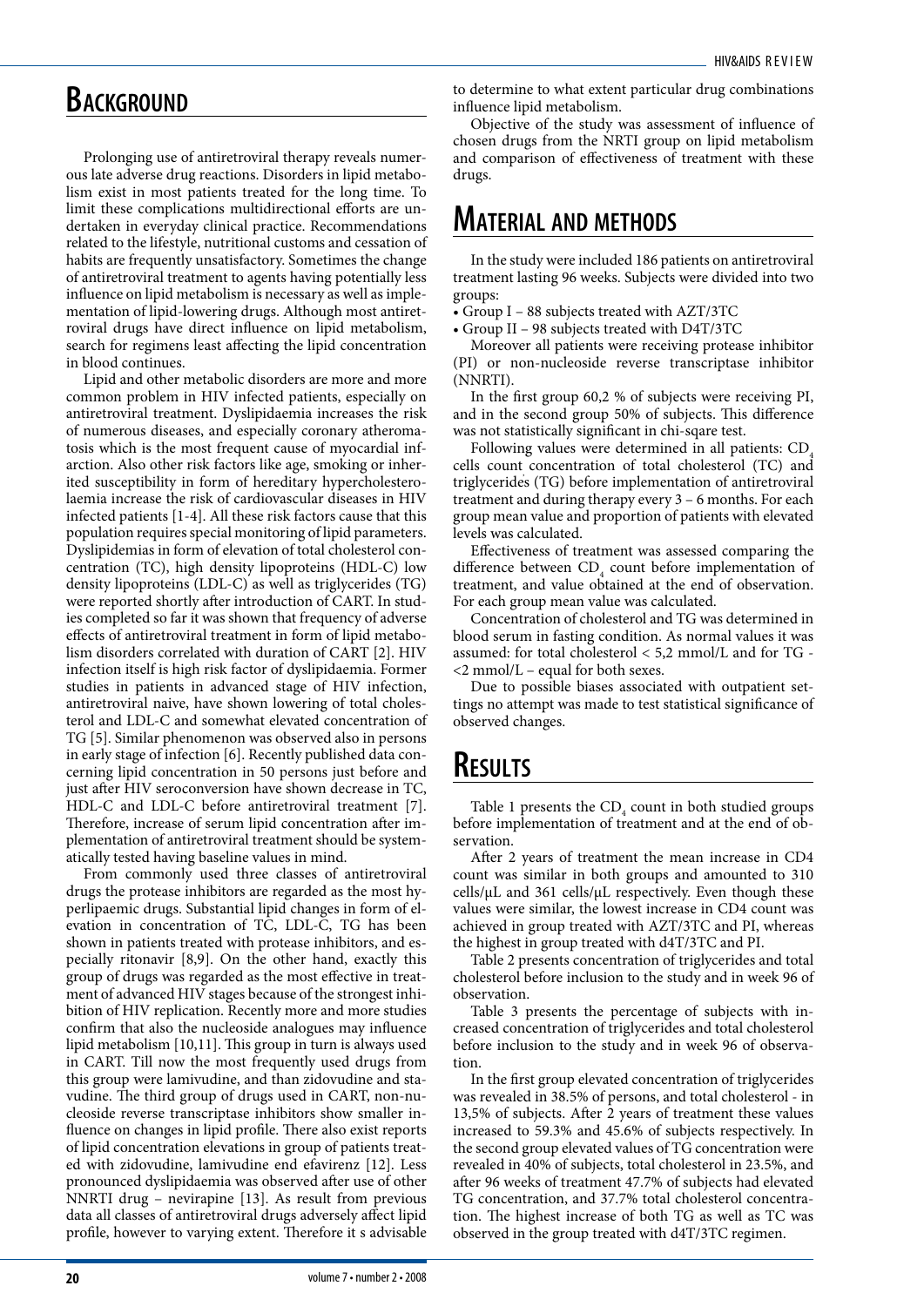# Background

Prolonging use of antiretroviral therapy reveals numerous late adverse drug reactions. Disorders in lipid metabolism exist in most patients treated for the long time. To limit these complications multidirectional efforts are undertaken in everyday clinical practice. Recommendations related to the lifestyle, nutritional customs and cessation of habits are frequently unsatisfactory. Sometimes the change of antiretroviral treatment to agents having potentially less influence on lipid metabolism is necessary as well as implementation of lipid-lowering drugs. Although most antiretroviral drugs have direct influence on lipid metabolism, search for regimens least affecting the lipid concentration in blood continues.

Lipid and other metabolic disorders are more and more common problem in HIV infected patients, especially on antiretroviral treatment. Dyslipidaemia increases the risk of numerous diseases, and especially coronary atheromatosis which is the most frequent cause of myocardial infarction. Also other risk factors like age, smoking or inherited susceptibility in form of hereditary hypercholesterolaemia increase the risk of cardiovascular diseases in HIV infected patients [1-4]. All these risk factors cause that this population requires special monitoring of lipid parameters. Dyslipidemias in form of elevation of total cholesterol concentration (TC), high density lipoproteins (HDL-C) low density lipoproteins (LDL-C) as well as triglycerides (TG) were reported shortly after introduction of CART. In studies completed so far it was shown that frequency of adverse effects of antiretroviral treatment in form of lipid metabolism disorders correlated with duration of CART [2]. HIV infection itself is high risk factor of dyslipidaemia. Former studies in patients in advanced stage of HIV infection, antiretroviral naive, have shown lowering of total cholesterol and LDL-C and somewhat elevated concentration of TG [5]. Similar phenomenon was observed also in persons in early stage of infection [6]. Recently published data concerning lipid concentration in 50 persons just before and just after HIV seroconversion have shown decrease in TC, HDL-C and LDL-C before antiretroviral treatment [7]. Therefore, increase of serum lipid concentration after implementation of antiretroviral treatment should be systematically tested having baseline values in mind.

From commonly used three classes of antiretroviral drugs the protease inhibitors are regarded as the most hyperlipaemic drugs. Substantial lipid changes in form of elevation in concentration of TC, LDL-C, TG has been shown in patients treated with protease inhibitors, and especially ritonavir [8,9]. On the other hand, exactly this group of drugs was regarded as the most effective in treatment of advanced HIV stages because of the strongest inhibition of HIV replication. Recently more and more studies confirm that also the nucleoside analogues may influence lipid metabolism [10,11]. This group in turn is always used in CART. Till now the most frequently used drugs from this group were lamivudine, and than zidovudine and stavudine. The third group of drugs used in CART, non-nucleoside reverse transcriptase inhibitors show smaller influence on changes in lipid profile. There also exist reports of lipid concentration elevations in group of patients treated with zidovudine, lamivudine end efavirenz [12]. Less pronounced dyslipidaemia was observed after use of other NNRTI drug – nevirapine [13]. As result from previous data all classes of antiretroviral drugs adversely affect lipid profile, however to varying extent. Therefore it s advisable to determine to what extent particular drug combinations influence lipid metabolism.

Objective of the study was assessment of influence of chosen drugs from the NRTI group on lipid metabolism and comparison of effectiveness of treatment with these drugs.

# Material and methods

In the study were included 186 patients on antiretroviral treatment lasting 96 weeks. Subjects were divided into two groups:

- Group I – 88 subjects treated with AZT/3TC
- Group II – 98 subjects treated with D4T/3TC

Moreover all patients were receiving protease inhibitor (PI) or non-nucleoside reverse transcriptase inhibitor (NNRTI).

In the first group 60,2 % of subjects were receiving PI, and in the second group 50% of subjects. This difference was not statistically significant in chi-sqare test.

Following values were determined in all patients: $CD_4$ cells count concentration of total cholesterol (TC) and triglycerides (TG) before implementation of antiretroviral treatment and during therapy every 3 – 6 months. For each group mean value and proportion of patients with elevated levels was calculated.

Effectiveness of treatment was assessed comparing the difference between $CD_4$ count before implementation of treatment, and value obtained at the end of observation. For each group mean value was calculated.

Concentration of cholesterol and TG was determined in blood serum in fasting condition. As normal values it was assumed: for total cholesterol < 5,2 mmol/L and for TG - <2 mmol/L – equal for both sexes.

Due to possible biases associated with outpatient settings no attempt was made to test statistical significance of observed changes.

# Results

Table 1 presents the $CD_4$ count in both studied groups before implementation of treatment and at the end of observation.

After 2 years of treatment the mean increase in CD4 count was similar in both groups and amounted to 310 cells/μL and 361 cells/μL respectively. Even though these values were similar, the lowest increase in CD4 count was achieved in group treated with AZT/3TC and PI, whereas the highest in group treated with d4T/3TC and PI.

Table 2 presents concentration of triglycerides and total cholesterol before inclusion to the study and in week 96 of observation.

Table 3 presents the percentage of subjects with increased concentration of triglycerides and total cholesterol before inclusion to the study and in week 96 of observation.

In the first group elevated concentration of triglycerides was revealed in 38.5% of persons, and total cholesterol - in 13,5% of subjects. After 2 years of treatment these values increased to 59.3% and 45.6% of subjects respectively. In the second group elevated values of TG concentration were revealed in 40% of subjects, total cholesterol in 23.5%, and after 96 weeks of treatment 47.7% of subjects had elevated TG concentration, and 37.7% total cholesterol concentration. The highest increase of both TG as well as TC was observed in the group treated with d4T/3TC regimen.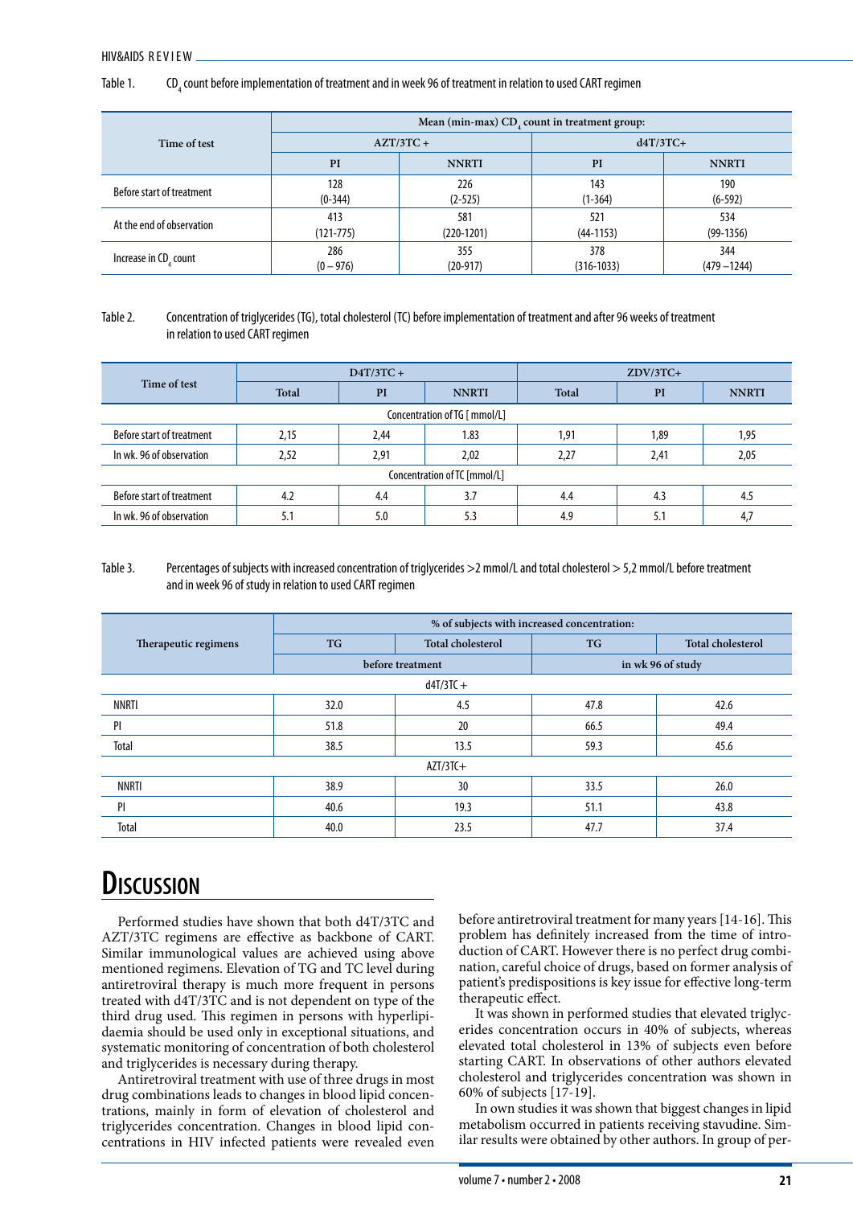Table 1. $CD_4$ count before implementation of treatment and in week 96 of treatment in relation to used CART regimen

| Time of test | Mean (min-max) $CD_4$ count in treatment group: | | | |
|---|---|---|---|---|
| | AZT/3TC + | | d4T/3TC+ | |
| | PI | NNRTI | PI | NNRTI |
| Before start of treatment | 128 (0-344) | 226 (2-525) | 143 (1-364) | 190 (6-592) |
| At the end of observation | 413 (121-775) | 581 (220-1201) | 521 (44-1153) | 534 (99-1356) |
| Increase in $CD_4$ count | 286 (0 – 976) | 355 (20-917) | 378 (316-1033) | 344 (479 –1244) |

Table 2. Concentration of triglycerides (TG), total cholesterol (TC) before implementation of treatment and after 96 weeks of treatment in relation to used CART regimen

| Time of test | D4T/3TC + | | | ZDV/3TC+ | | |
|---|---|---|---|---|---|---|
| | Total | PI | NNRTI | Total | PI | NNRTI |
| Concentration of TG [ mmol/L] | | | | | | |
| Before start of treatment | 2,15 | 2,44 | 1.83 | 1,91 | 1,89 | 1,95 |
| In wk. 96 of observation | 2,52 | 2,91 | 2,02 | 2,27 | 2,41 | 2,05 |
| Concentration of TC [mmol/L] | | | | | | |
| Before start of treatment | 4.2 | 4.4 | 3.7 | 4.4 | 4.3 | 4.5 |
| In wk. 96 of observation | 5.1 | 5.0 | 5.3 | 4.9 | 5.1 | 4,7 |

Table 3. Percentages of subjects with increased concentration of triglycerides >2 mmol/L and total cholesterol > 5,2 mmol/L before treatment and in week 96 of study in relation to used CART regimen

| Therapeutic regimens | % of subjects with increased concentration: | | | |
|---|---|---|---|---|
| | TG | Total cholesterol | TG | Total cholesterol |
| | before treatment | | in wk 96 of study | |
| d4T/3TC + | | | | |
| NNRTI | 32.0 | 4.5 | 47.8 | 42.6 |
| PI | 51.8 | 20 | 66.5 | 49.4 |
| Total | 38.5 | 13.5 | 59.3 | 45.6 |
| AZT/3TC+ | | | | |
| NNRTI | 38.9 | 30 | 33.5 | 26.0 |
| PI | 40.6 | 19.3 | 51.1 | 43.8 |
| Total | 40.0 | 23.5 | 47.7 | 37.4 |

## Discussion

Performed studies have shown that both d4T/3TC and AZT/3TC regimens are effective as backbone of CART. Similar immunological values are achieved using above mentioned regimens. Elevation of TG and TC level during antiretroviral therapy is much more frequent in persons treated with d4T/3TC and is not dependent on type of the third drug used. This regimen in persons with hyperlipidaemia should be used only in exceptional situations, and systematic monitoring of concentration of both cholesterol and triglycerides is necessary during therapy.

Antiretroviral treatment with use of three drugs in most drug combinations leads to changes in blood lipid concentrations, mainly in form of elevation of cholesterol and triglycerides concentration. Changes in blood lipid concentrations in HIV infected patients were revealed even before antiretroviral treatment for many years [14-16]. This problem has definitely increased from the time of introduction of CART. However there is no perfect drug combination, careful choice of drugs, based on former analysis of patient's predispositions is key issue for effective long-term therapeutic effect.

It was shown in performed studies that elevated triglycerides concentration occurs in 40% of subjects, whereas elevated total cholesterol in 13% of subjects even before starting CART. In observations of other authors elevated cholesterol and triglycerides concentration was shown in 60% of subjects [17-19].

In own studies it was shown that biggest changes in lipid metabolism occurred in patients receiving stavudine. Similar results were obtained by other authors. In group of per-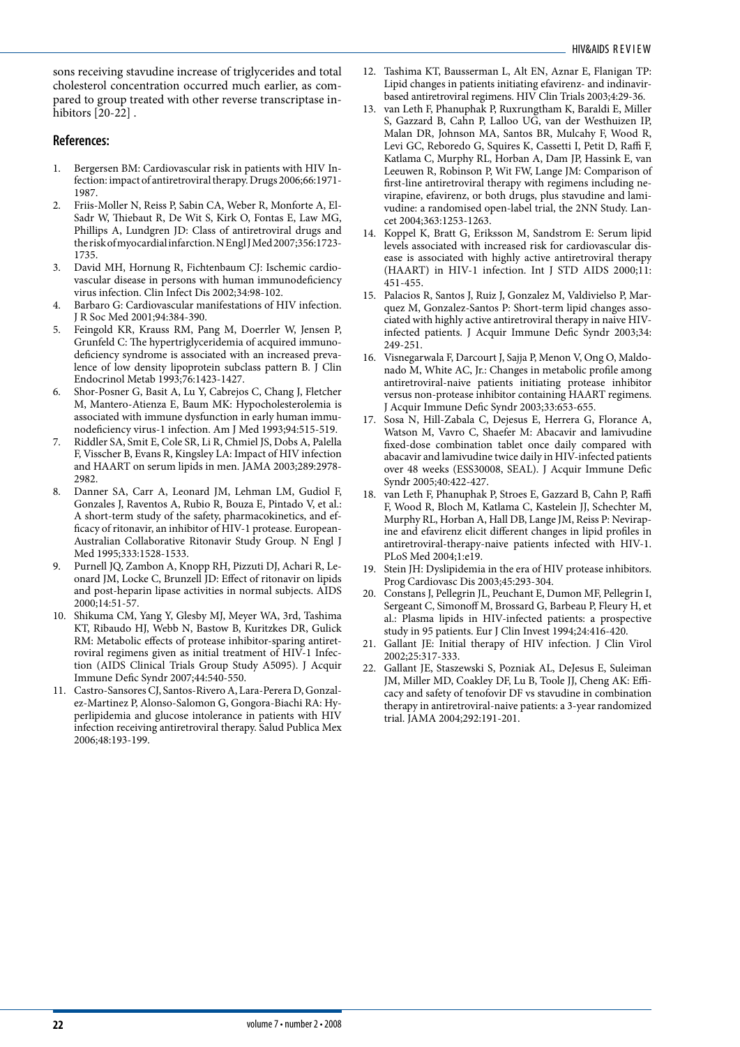sons receiving stavudine increase of triglycerides and total cholesterol concentration occurred much earlier, as compared to group treated with other reverse transcriptase inhibitors [20-22] .

## References:

1. Bergersen BM: Cardiovascular risk in patients with HIV Infection: impact of antiretroviral therapy. Drugs 2006;66:1971-1987.
2. Friis-Moller N, Reiss P, Sabin CA, Weber R, Monforte A, El-Sadr W, Thiebaut R, De Wit S, Kirk O, Fontas E, Law MG, Phillips A, Lundgren JD: Class of antiretroviral drugs and the risk of myocardial infarction. N Engl J Med 2007;356:1723-1735.
3. David MH, Hornung R, Fichtenbaum CJ: Ischemic cardiovascular disease in persons with human immunodeficiency virus infection. Clin Infect Dis 2002;34:98-102.
4. Barbaro G: Cardiovascular manifestations of HIV infection. J R Soc Med 2001;94:384-390.
5. Feingold KR, Krauss RM, Pang M, Doerrler W, Jensen P, Grunfeld C: The hypertriglyceridemia of acquired immunodeficiency syndrome is associated with an increased prevalence of low density lipoprotein subclass pattern B. J Clin Endocrinol Metab 1993;76:1423-1427.
6. Shor-Posner G, Basit A, Lu Y, Cabrejos C, Chang J, Fletcher M, Mantero-Atienza E, Baum MK: Hypocholesterolemia is associated with immune dysfunction in early human immunodeficiency virus-1 infection. Am J Med 1993;94:515-519.
7. Riddler SA, Smit E, Cole SR, Li R, Chmiel JS, Dobs A, Palella F, Visscher B, Evans R, Kingsley LA: Impact of HIV infection and HAART on serum lipids in men. JAMA 2003;289:2978-2982.
8. Danner SA, Carr A, Leonard JM, Lehman LM, Gudiol F, Gonzales J, Raventos A, Rubio R, Bouza E, Pintado V, et al.: A short-term study of the safety, pharmacokinetics, and efficacy of ritonavir, an inhibitor of HIV-1 protease. European-Australian Collaborative Ritonavir Study Group. N Engl J Med 1995;333:1528-1533.
9. Purnell JQ, Zambon A, Knopp RH, Pizzuti DJ, Achari R, Leonard JM, Locke C, Brunzell JD: Effect of ritonavir on lipids and post-heparin lipase activities in normal subjects. AIDS 2000;14:51-57.
10. Shikuma CM, Yang Y, Glesby MJ, Meyer WA, 3rd, Tashima KT, Ribaudo HJ, Webb N, Bastow B, Kuritzkes DR, Gulick RM: Metabolic effects of protease inhibitor-sparing antiretroviral regimens given as initial treatment of HIV-1 Infection (AIDS Clinical Trials Group Study A5095). J Acquir Immune Defic Syndr 2007;44:540-550.
11. Castro-Sansores CJ, Santos-Rivero A, Lara-Perera D, Gonzalez-Martinez P, Alonso-Salomon G, Gongora-Biachi RA: Hyperlipidemia and glucose intolerance in patients with HIV infection receiving antiretroviral therapy. Salud Publica Mex 2006;48:193-199.
12. Tashima KT, Bausserman L, Alt EN, Aznar E, Flanigan TP: Lipid changes in patients initiating efavirenz- and indinavir-based antiretroviral regimens. HIV Clin Trials 2003;4:29-36.
13. van Leth F, Phanuphak P, Ruxrungtham K, Baraldi E, Miller S, Gazzard B, Cahn P, Lalloo UG, van der Westhuizen IP, Malan DR, Johnson MA, Santos BR, Mulcahy F, Wood R, Levi GC, Reboredo G, Squires K, Cassetti I, Petit D, Raffi F, Katlama C, Murphy RL, Horban A, Dam JP, Hassink E, van Leeuwen R, Robinson P, Wit FW, Lange JM: Comparison of first-line antiretroviral therapy with regimens including nevirapine, efavirenz, or both drugs, plus stavudine and lamivudine: a randomised open-label trial, the 2NN Study. Lancet 2004;363:1253-1263.
14. Koppel K, Bratt G, Eriksson M, Sandstrom E: Serum lipid levels associated with increased risk for cardiovascular disease is associated with highly active antiretroviral therapy (HAART) in HIV-1 infection. Int J STD AIDS 2000;11: 451-455.
15. Palacios R, Santos J, Ruiz J, Gonzalez M, Valdivielso P, Marquez M, Gonzalez-Santos P: Short-term lipid changes associated with highly active antiretroviral therapy in naive HIV-infected patients. J Acquir Immune Defic Syndr 2003;34: 249-251.
16. Visnegarwala F, Darcourt J, Sajja P, Menon V, Ong O, Maldonado M, White AC, Jr.: Changes in metabolic profile among antiretroviral-naive patients initiating protease inhibitor versus non-protease inhibitor containing HAART regimens. J Acquir Immune Defic Syndr 2003;33:653-655.
17. Sosa N, Hill-Zabala C, Dejesus E, Herrera G, Florance A, Watson M, Vavro C, Shaefer M: Abacavir and lamivudine fixed-dose combination tablet once daily compared with abacavir and lamivudine twice daily in HIV-infected patients over 48 weeks (ESS30008, SEAL). J Acquir Immune Defic Syndr 2005;40:422-427.
18. van Leth F, Phanuphak P, Stroes E, Gazzard B, Cahn P, Raffi F, Wood R, Bloch M, Katlama C, Kastelein JJ, Schechter M, Murphy RL, Horban A, Hall DB, Lange JM, Reiss P: Nevirapine and efavirenz elicit different changes in lipid profiles in antiretroviral-therapy-naive patients infected with HIV-1. PLoS Med 2004;1:e19.
19. Stein JH: Dyslipidemia in the era of HIV protease inhibitors. Prog Cardiovasc Dis 2003;45:293-304.
20. Constans J, Pellegrin JL, Peuchant E, Dumon MF, Pellegrin I, Sergeant C, Simonoff M, Brossard G, Barbeau P, Fleury H, et al.: Plasma lipids in HIV-infected patients: a prospective study in 95 patients. Eur J Clin Invest 1994;24:416-420.
21. Gallant JE: Initial therapy of HIV infection. J Clin Virol 2002;25:317-333.
22. Gallant JE, Staszewski S, Pozniak AL, DeJesus E, Suleiman JM, Miller MD, Coakley DF, Lu B, Toole JJ, Cheng AK: Efficacy and safety of tenofovir DF vs stavudine in combination therapy in antiretroviral-naive patients: a 3-year randomized trial. JAMA 2004;292:191-201.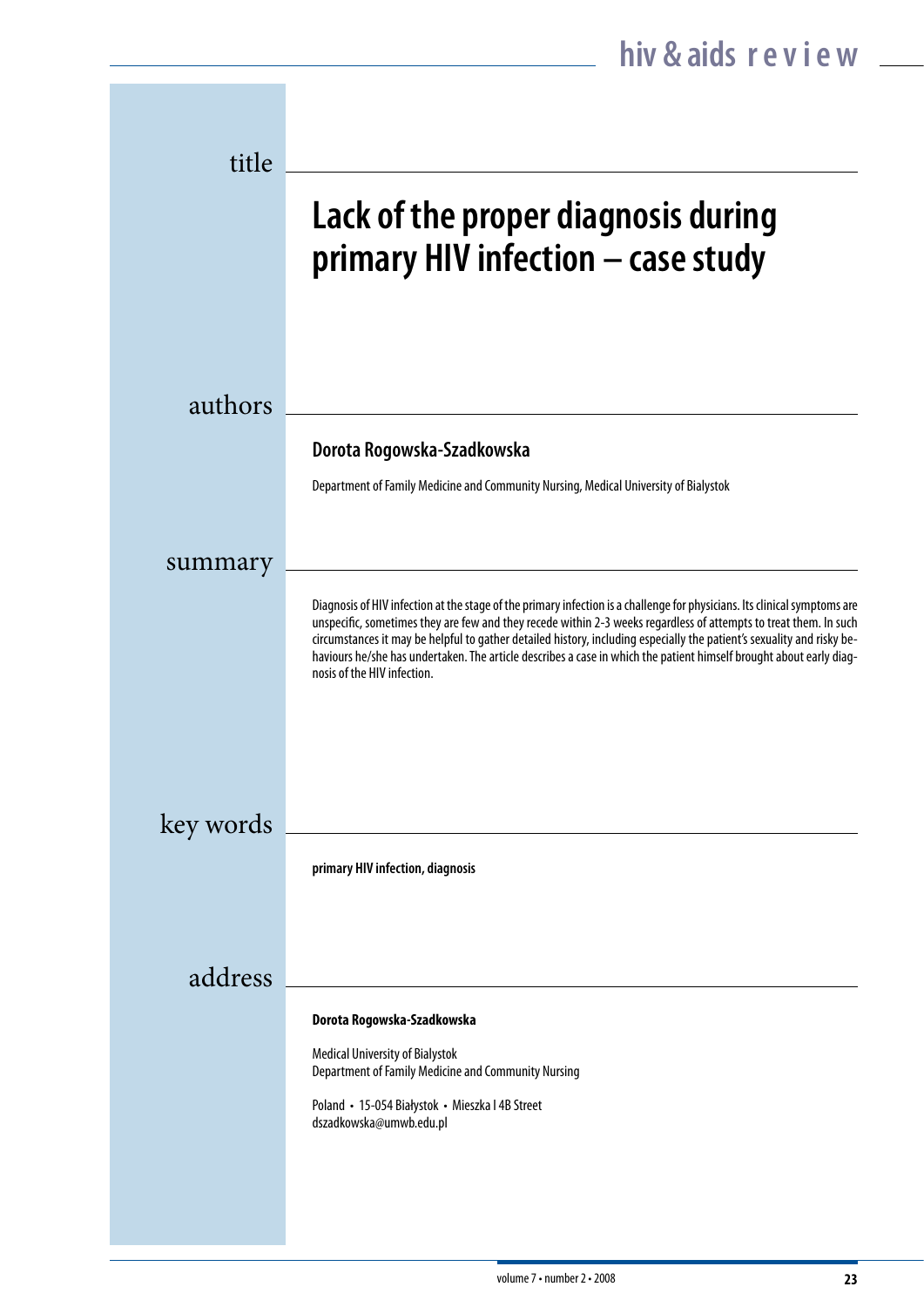title

# Lack of the proper diagnosis during primary HIV infection – case study

authors

**Dorota Rogowska-Szadkowska**

Department of Family Medicine and Community Nursing, Medical University of Bialystok

summary

Diagnosis of HIV infection at the stage of the primary infection is a challenge for physicians. Its clinical symptoms are unspecific, sometimes they are few and they recede within 2-3 weeks regardless of attempts to treat them. In such circumstances it may be helpful to gather detailed history, including especially the patient's sexuality and risky behaviours he/she has undertaken. The article describes a case in which the patient himself brought about early diagnosis of the HIV infection.

key words

**primary HIV infection, diagnosis**

address

**Dorota Rogowska-Szadkowska**

Medical University of Bialystok
Department of Family Medicine and Community Nursing

Poland • 15-054 Białystok • Mieszka I 4B Street
dszadkowska@umwb.edu.pl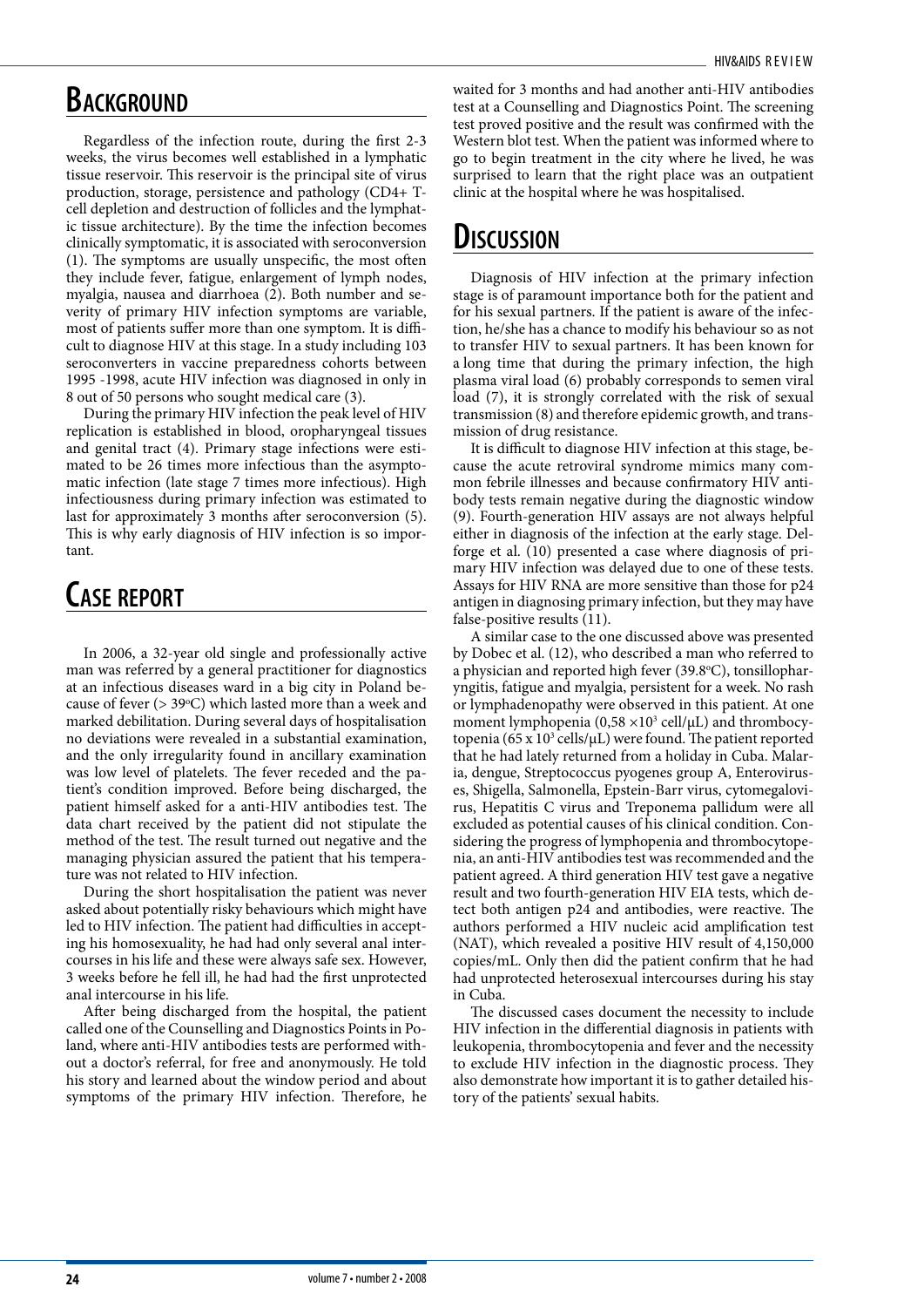## Background

Regardless of the infection route, during the first 2-3 weeks, the virus becomes well established in a lymphatic tissue reservoir. This reservoir is the principal site of virus production, storage, persistence and pathology (CD4+ T-cell depletion and destruction of follicles and the lymphatic tissue architecture). By the time the infection becomes clinically symptomatic, it is associated with seroconversion (1). The symptoms are usually unspecific, the most often they include fever, fatigue, enlargement of lymph nodes, myalgia, nausea and diarrhoea (2). Both number and severity of primary HIV infection symptoms are variable, most of patients suffer more than one symptom. It is difficult to diagnose HIV at this stage. In a study including 103 seroconverters in vaccine preparedness cohorts between 1995 -1998, acute HIV infection was diagnosed in only in 8 out of 50 persons who sought medical care (3).

During the primary HIV infection the peak level of HIV replication is established in blood, oropharyngeal tissues and genital tract (4). Primary stage infections were estimated to be 26 times more infectious than the asymptomatic infection (late stage 7 times more infectious). High infectiousness during primary infection was estimated to last for approximately 3 months after seroconversion (5). This is why early diagnosis of HIV infection is so important.

## Case report

In 2006, a 32-year old single and professionally active man was referred by a general practitioner for diagnostics at an infectious diseases ward in a big city in Poland because of fever (> 39°C) which lasted more than a week and marked debilitation. During several days of hospitalisation no deviations were revealed in a substantial examination, and the only irregularity found in ancillary examination was low level of platelets. The fever receded and the patient's condition improved. Before being discharged, the patient himself asked for a anti-HIV antibodies test. The data chart received by the patient did not stipulate the method of the test. The result turned out negative and the managing physician assured the patient that his temperature was not related to HIV infection.

During the short hospitalisation the patient was never asked about potentially risky behaviours which might have led to HIV infection. The patient had difficulties in accepting his homosexuality, he had had only several anal intercourses in his life and these were always safe sex. However, 3 weeks before he fell ill, he had had the first unprotected anal intercourse in his life.

After being discharged from the hospital, the patient called one of the Counselling and Diagnostics Points in Poland, where anti-HIV antibodies tests are performed without a doctor's referral, for free and anonymously. He told his story and learned about the window period and about symptoms of the primary HIV infection. Therefore, he waited for 3 months and had another anti-HIV antibodies test at a Counselling and Diagnostics Point. The screening test proved positive and the result was confirmed with the Western blot test. When the patient was informed where to go to begin treatment in the city where he lived, he was surprised to learn that the right place was an outpatient clinic at the hospital where he was hospitalised.

## Discussion

Diagnosis of HIV infection at the primary infection stage is of paramount importance both for the patient and for his sexual partners. If the patient is aware of the infection, he/she has a chance to modify his behaviour so as not to transfer HIV to sexual partners. It has been known for a long time that during the primary infection, the high plasma viral load (6) probably corresponds to semen viral load (7), it is strongly correlated with the risk of sexual transmission (8) and therefore epidemic growth, and transmission of drug resistance.

It is difficult to diagnose HIV infection at this stage, because the acute retroviral syndrome mimics many common febrile illnesses and because confirmatory HIV antibody tests remain negative during the diagnostic window (9). Fourth-generation HIV assays are not always helpful either in diagnosis of the infection at the early stage. Delforge et al. (10) presented a case where diagnosis of primary HIV infection was delayed due to one of these tests. Assays for HIV RNA are more sensitive than those for p24 antigen in diagnosing primary infection, but they may have false-positive results (11).

A similar case to the one discussed above was presented by Dobec et al. (12), who described a man who referred to a physician and reported high fever (39.8°C), tonsillopharyngitis, fatigue and myalgia, persistent for a week. No rash or lymphadenopathy were observed in this patient. At one moment lymphopenia (0,58 $\times 10^3$ cell/μL) and thrombocytopenia (65 x $10^3$ cells/μL) were found. The patient reported that he had lately returned from a holiday in Cuba. Malaria, dengue, Streptococcus pyogenes group A, Enteroviruses, Shigella, Salmonella, Epstein-Barr virus, cytomegalovirus, Hepatitis C virus and Treponema pallidum were all excluded as potential causes of his clinical condition. Considering the progress of lymphopenia and thrombocytopenia, an anti-HIV antibodies test was recommended and the patient agreed. A third generation HIV test gave a negative result and two fourth-generation HIV EIA tests, which detect both antigen p24 and antibodies, were reactive. The authors performed a HIV nucleic acid amplification test (NAT), which revealed a positive HIV result of 4,150,000 copies/mL. Only then did the patient confirm that he had had unprotected heterosexual intercourses during his stay in Cuba.

The discussed cases document the necessity to include HIV infection in the differential diagnosis in patients with leukopenia, thrombocytopenia and fever and the necessity to exclude HIV infection in the diagnostic process. They also demonstrate how important it is to gather detailed history of the patients' sexual habits.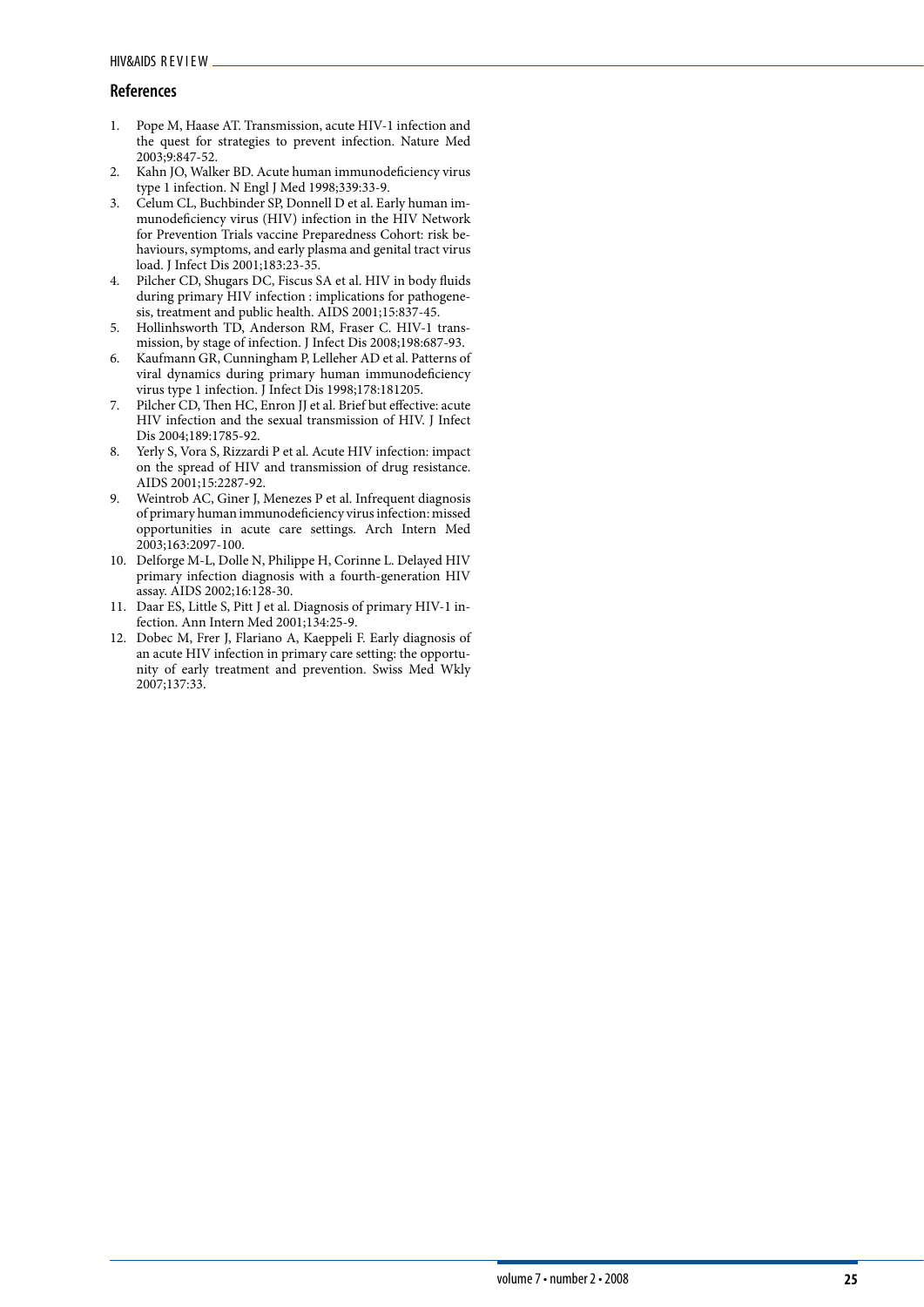## References

1. Pope M, Haase AT. Transmission, acute HIV-1 infection and the quest for strategies to prevent infection. Nature Med 2003;9:847-52.
2. Kahn JO, Walker BD. Acute human immunodeficiency virus type 1 infection. N Engl J Med 1998;339:33-9.
3. Celum CL, Buchbinder SP, Donnell D et al. Early human immunodeficiency virus (HIV) infection in the HIV Network for Prevention Trials vaccine Preparedness Cohort: risk behaviours, symptoms, and early plasma and genital tract virus load. J Infect Dis 2001;183:23-35.
4. Pilcher CD, Shugars DC, Fiscus SA et al. HIV in body fluids during primary HIV infection : implications for pathogenesis, treatment and public health. AIDS 2001;15:837-45.
5. Hollinhsworth TD, Anderson RM, Fraser C. HIV-1 transmission, by stage of infection. J Infect Dis 2008;198:687-93.
6. Kaufmann GR, Cunningham P, Lelleher AD et al. Patterns of viral dynamics during primary human immunodeficiency virus type 1 infection. J Infect Dis 1998;178:181205.
7. Pilcher CD, Then HC, Enron JJ et al. Brief but effective: acute HIV infection and the sexual transmission of HIV. J Infect Dis 2004;189:1785-92.
8. Yerly S, Vora S, Rizzardi P et al. Acute HIV infection: impact on the spread of HIV and transmission of drug resistance. AIDS 2001;15:2287-92.
9. Weintrob AC, Giner J, Menezes P et al. Infrequent diagnosis of primary human immunodeficiency virus infection: missed opportunities in acute care settings. Arch Intern Med 2003;163:2097-100.
10. Delforge M-L, Dolle N, Philippe H, Corinne L. Delayed HIV primary infection diagnosis with a fourth-generation HIV assay. AIDS 2002;16:128-30.
11. Daar ES, Little S, Pitt J et al. Diagnosis of primary HIV-1 infection. Ann Intern Med 2001;134:25-9.
12. Dobec M, Frer J, Flariano A, Kaeppeli F. Early diagnosis of an acute HIV infection in primary care setting: the opportunity of early treatment and prevention. Swiss Med Wkly 2007;137:33.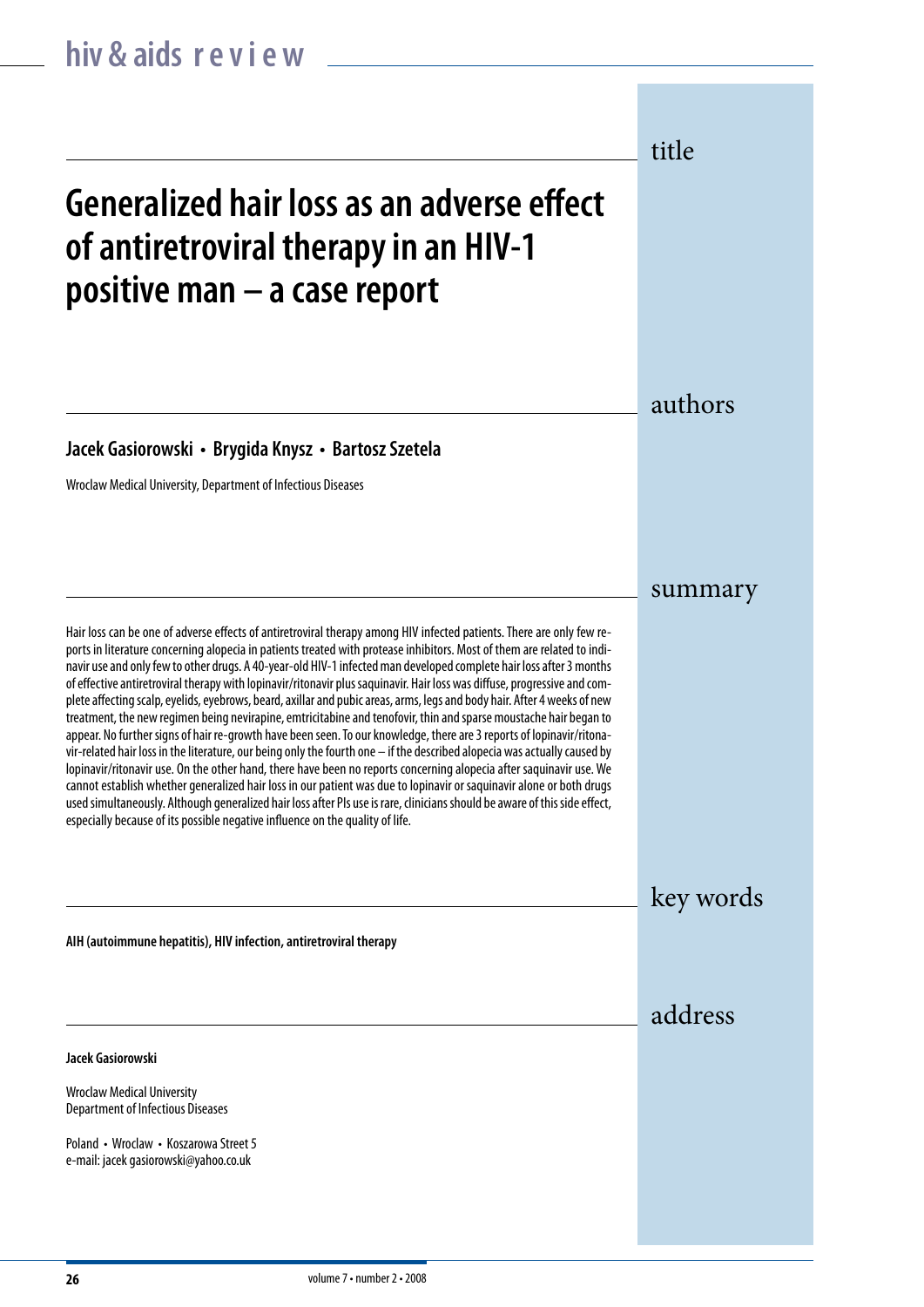# Generalized hair loss as an adverse effect of antiretroviral therapy in an HIV-1 positive man – a case report

## authors

**Jacek Gasiorowski • Brygida Knysz • Bartosz Szetela**

Wroclaw Medical University, Department of Infectious Diseases

## summary

Hair loss can be one of adverse effects of antiretroviral therapy among HIV infected patients. There are only few reports in literature concerning alopecia in patients treated with protease inhibitors. Most of them are related to indinavir use and only few to other drugs. A 40-year-old HIV-1 infected man developed complete hair loss after 3 months of effective antiretroviral therapy with lopinavir/ritonavir plus saquinavir. Hair loss was diffuse, progressive and complete affecting scalp, eyelids, eyebrows, beard, axillar and pubic areas, arms, legs and body hair. After 4 weeks of new treatment, the new regimen being nevirapine, emtricitabine and tenofovir, thin and sparse moustache hair began to appear. No further signs of hair re-growth have been seen. To our knowledge, there are 3 reports of lopinavir/ritonavir-related hair loss in the literature, our being only the fourth one – if the described alopecia was actually caused by lopinavir/ritonavir use. On the other hand, there have been no reports concerning alopecia after saquinavir use. We cannot establish whether generalized hair loss in our patient was due to lopinavir or saquinavir alone or both drugs used simultaneously. Although generalized hair loss after PIs use is rare, clinicians should be aware of this side effect, especially because of its possible negative influence on the quality of life.

## key words

**AIH (autoimmune hepatitis), HIV infection, antiretroviral therapy**

## address

**Jacek Gasiorowski**

Wroclaw Medical University
Department of Infectious Diseases

Poland • Wroclaw • Koszarowa Street 5
e-mail: jacek gasiorowski@yahoo.co.uk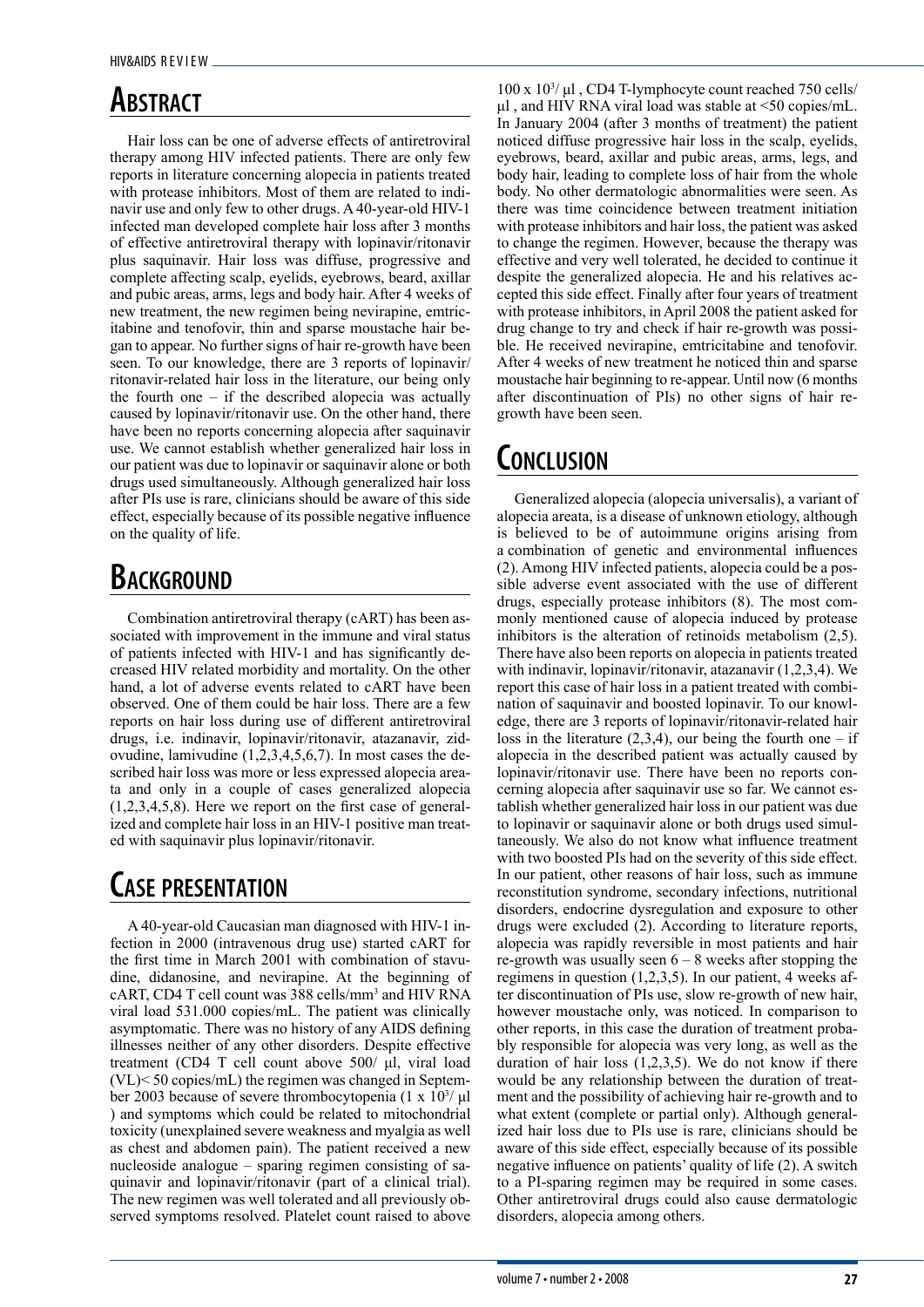## Abstract

Hair loss can be one of adverse effects of antiretroviral therapy among HIV infected patients. There are only few reports in literature concerning alopecia in patients treated with protease inhibitors. Most of them are related to indinavir use and only few to other drugs. A 40-year-old HIV-1 infected man developed complete hair loss after 3 months of effective antiretroviral therapy with lopinavir/ritonavir plus saquinavir. Hair loss was diffuse, progressive and complete affecting scalp, eyelids, eyebrows, beard, axillar and pubic areas, arms, legs and body hair. After 4 weeks of new treatment, the new regimen being nevirapine, emtricitabine and tenofovir, thin and sparse moustache hair began to appear. No further signs of hair re-growth have been seen. To our knowledge, there are 3 reports of lopinavir/ritonavir-related hair loss in the literature, our being only the fourth one – if the described alopecia was actually caused by lopinavir/ritonavir use. On the other hand, there have been no reports concerning alopecia after saquinavir use. We cannot establish whether generalized hair loss in our patient was due to lopinavir or saquinavir alone or both drugs used simultaneously. Although generalized hair loss after PIs use is rare, clinicians should be aware of this side effect, especially because of its possible negative influence on the quality of life.

## Background

Combination antiretroviral therapy (cART) has been associated with improvement in the immune and viral status of patients infected with HIV-1 and has significantly decreased HIV related morbidity and mortality. On the other hand, a lot of adverse events related to cART have been observed. One of them could be hair loss. There are a few reports on hair loss during use of different antiretroviral drugs, i.e. indinavir, lopinavir/ritonavir, atazanavir, zidovudine, lamivudine (1,2,3,4,5,6,7). In most cases the described hair loss was more or less expressed alopecia areata and only in a couple of cases generalized alopecia (1,2,3,4,5,8). Here we report on the first case of generalized and complete hair loss in an HIV-1 positive man treated with saquinavir plus lopinavir/ritonavir.

## Case presentation

A 40-year-old Caucasian man diagnosed with HIV-1 infection in 2000 (intravenous drug use) started cART for the first time in March 2001 with combination of stavudine, didanosine, and nevirapine. At the beginning of cART, CD4 T cell count was 388 cells/mm$^3$ and HIV RNA viral load 531.000 copies/mL. The patient was clinically asymptomatic. There was no history of any AIDS defining illnesses neither of any other disorders. Despite effective treatment (CD4 T cell count above 500/ µl, viral load (VL)< 50 copies/mL) the regimen was changed in September 2003 because of severe thrombocytopenia (1 x 10$^3$/ µl ) and symptoms which could be related to mitochondrial toxicity (unexplained severe weakness and myalgia as well as chest and abdomen pain). The patient received a new nucleoside analogue – sparing regimen consisting of saquinavir and lopinavir/ritonavir (part of a clinical trial). The new regimen was well tolerated and all previously observed symptoms resolved. Platelet count raised to above 100 x 10$^3$/ µl , CD4 T-lymphocyte count reached 750 cells/ µl , and HIV RNA viral load was stable at <50 copies/mL. In January 2004 (after 3 months of treatment) the patient noticed diffuse progressive hair loss in the scalp, eyelids, eyebrows, beard, axillar and pubic areas, arms, legs, and body hair, leading to complete loss of hair from the whole body. No other dermatologic abnormalities were seen. As there was time coincidence between treatment initiation with protease inhibitors and hair loss, the patient was asked to change the regimen. However, because the therapy was effective and very well tolerated, he decided to continue it despite the generalized alopecia. He and his relatives accepted this side effect. Finally after four years of treatment with protease inhibitors, in April 2008 the patient asked for drug change to try and check if hair re-growth was possible. He received nevirapine, emtricitabine and tenofovir. After 4 weeks of new treatment he noticed thin and sparse moustache hair beginning to re-appear. Until now (6 months after discontinuation of PIs) no other signs of hair re-growth have been seen.

## Conclusion

Generalized alopecia (alopecia universalis), a variant of alopecia areata, is a disease of unknown etiology, although is believed to be of autoimmune origins arising from a combination of genetic and environmental influences (2). Among HIV infected patients, alopecia could be a possible adverse event associated with the use of different drugs, especially protease inhibitors (8). The most commonly mentioned cause of alopecia induced by protease inhibitors is the alteration of retinoids metabolism (2,5). There have also been reports on alopecia in patients treated with indinavir, lopinavir/ritonavir, atazanavir (1,2,3,4). We report this case of hair loss in a patient treated with combination of saquinavir and boosted lopinavir. To our knowledge, there are 3 reports of lopinavir/ritonavir-related hair loss in the literature (2,3,4), our being the fourth one – if alopecia in the described patient was actually caused by lopinavir/ritonavir use. There have been no reports concerning alopecia after saquinavir use so far. We cannot establish whether generalized hair loss in our patient was due to lopinavir or saquinavir alone or both drugs used simultaneously. We also do not know what influence treatment with two boosted PIs had on the severity of this side effect. In our patient, other reasons of hair loss, such as immune reconstitution syndrome, secondary infections, nutritional disorders, endocrine dysregulation and exposure to other drugs were excluded (2). According to literature reports, alopecia was rapidly reversible in most patients and hair re-growth was usually seen 6 – 8 weeks after stopping the regimens in question (1,2,3,5). In our patient, 4 weeks after discontinuation of PIs use, slow re-growth of new hair, however moustache only, was noticed. In comparison to other reports, in this case the duration of treatment probably responsible for alopecia was very long, as well as the duration of hair loss (1,2,3,5). We do not know if there would be any relationship between the duration of treatment and the possibility of achieving hair re-growth and to what extent (complete or partial only). Although generalized hair loss due to PIs use is rare, clinicians should be aware of this side effect, especially because of its possible negative influence on patients' quality of life (2). A switch to a PI-sparing regimen may be required in some cases. Other antiretroviral drugs could also cause dermatologic disorders, alopecia among others.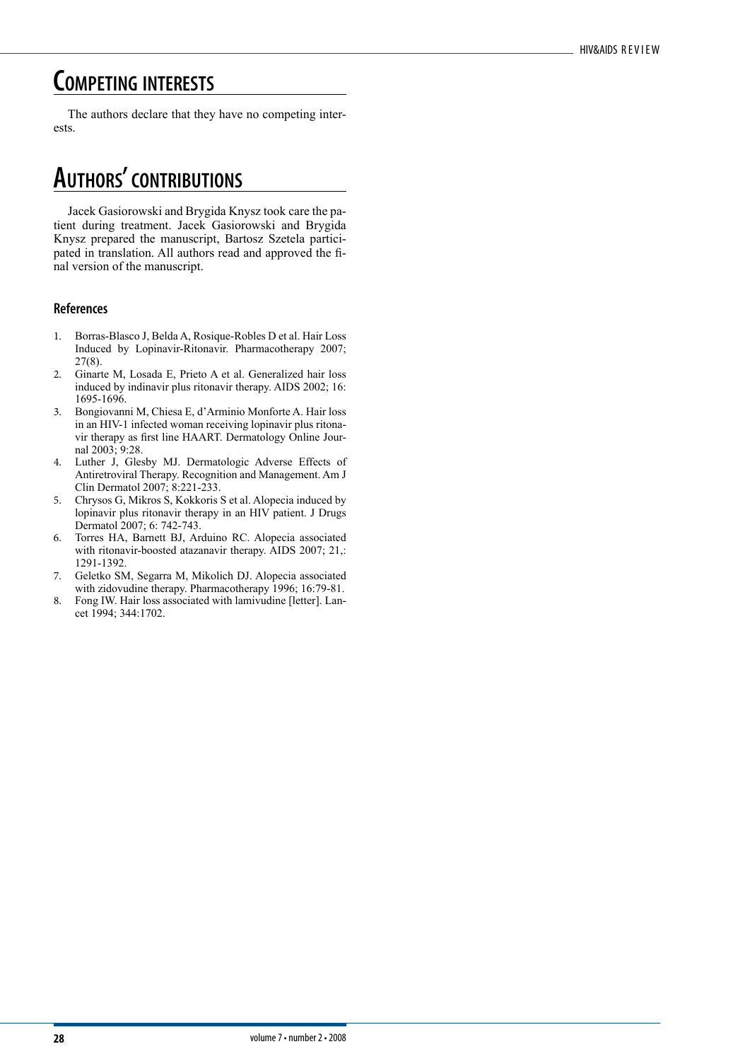## Competing interests

The authors declare that they have no competing interests.

## Authors' contributions

Jacek Gasiorowski and Brygida Knysz took care the patient during treatment. Jacek Gasiorowski and Brygida Knysz prepared the manuscript, Bartosz Szetela participated in translation. All authors read and approved the final version of the manuscript.

### References

1. Borras-Blasco J, Belda A, Rosique-Robles D et al. Hair Loss Induced by Lopinavir-Ritonavir. Pharmacotherapy 2007; 27(8).
2. Ginarte M, Losada E, Prieto A et al. Generalized hair loss induced by indinavir plus ritonavir therapy. AIDS 2002; 16: 1695-1696.
3. Bongiovanni M, Chiesa E, d'Arminio Monforte A. Hair loss in an HIV-1 infected woman receiving lopinavir plus ritonavir therapy as first line HAART. Dermatology Online Journal 2003; 9:28.
4. Luther J, Glesby MJ. Dermatologic Adverse Effects of Antiretroviral Therapy. Recognition and Management. Am J Clin Dermatol 2007; 8:221-233.
5. Chrysos G, Mikros S, Kokkoris S et al. Alopecia induced by lopinavir plus ritonavir therapy in an HIV patient. J Drugs Dermatol 2007; 6: 742-743.
6. Torres HA, Barnett BJ, Arduino RC. Alopecia associated with ritonavir-boosted atazanavir therapy. AIDS 2007; 21,: 1291-1392.
7. Geletko SM, Segarra M, Mikolich DJ. Alopecia associated with zidovudine therapy. Pharmacotherapy 1996; 16:79-81.
8. Fong IW. Hair loss associated with lamivudine [letter]. Lancet 1994; 344:1702.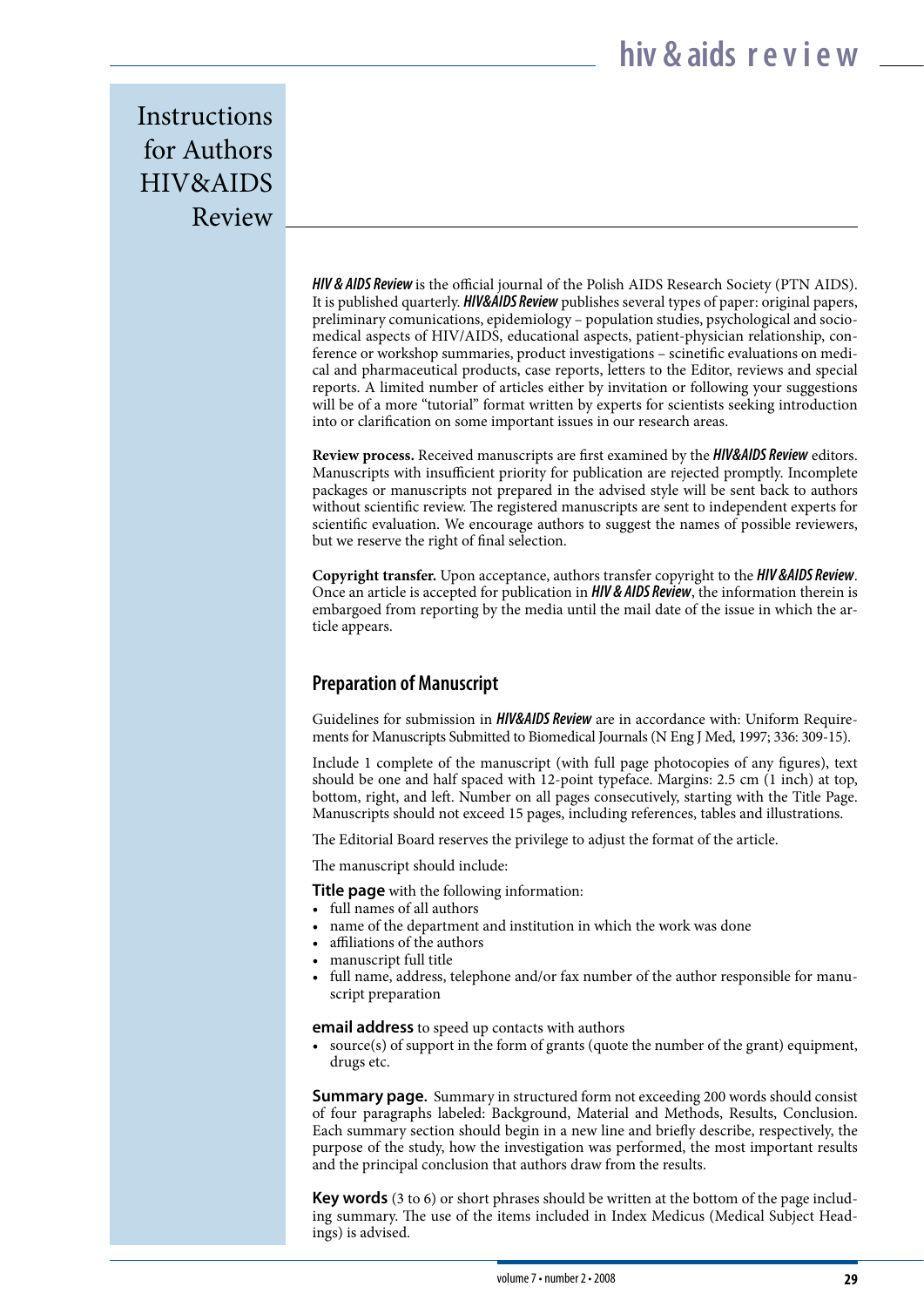# Instructions for Authors HIV&AIDS Review

***HIV & AIDS Review*** is the official journal of the Polish AIDS Research Society (PTN AIDS). It is published quarterly. ***HIV&AIDS Review*** publishes several types of paper: original papers, preliminary comunications, epidemiology – population studies, psychological and socio-medical aspects of HIV/AIDS, educational aspects, patient-physician relationship, conference or workshop summaries, product investigations – scinetific evaluations on medical and pharmaceutical products, case reports, letters to the Editor, reviews and special reports. A limited number of articles either by invitation or following your suggestions will be of a more "tutorial" format written by experts for scientists seeking introduction into or clarification on some important issues in our research areas.

**Review process.** Received manuscripts are first examined by the ***HIV&AIDS Review*** editors. Manuscripts with insufficient priority for publication are rejected promptly. Incomplete packages or manuscripts not prepared in the advised style will be sent back to authors without scientific review. The registered manuscripts are sent to independent experts for scientific evaluation. We encourage authors to suggest the names of possible reviewers, but we reserve the right of final selection.

**Copyright transfer.** Upon acceptance, authors transfer copyright to the ***HIV &AIDS Review***. Once an article is accepted for publication in ***HIV & AIDS Review***, the information therein is embargoed from reporting by the media until the mail date of the issue in which the article appears.

## Preparation of Manuscript

Guidelines for submission in ***HIV&AIDS Review*** are in accordance with: Uniform Requirements for Manuscripts Submitted to Biomedical Journals (N Eng J Med, 1997; 336: 309-15).

Include 1 complete of the manuscript (with full page photocopies of any figures), text should be one and half spaced with 12-point typeface. Margins: 2.5 cm (1 inch) at top, bottom, right, and left. Number on all pages consecutively, starting with the Title Page. Manuscripts should not exceed 15 pages, including references, tables and illustrations.

The Editorial Board reserves the privilege to adjust the format of the article.

The manuscript should include:

**Title page** with the following information:

- full names of all authors
- name of the department and institution in which the work was done
- affiliations of the authors
- manuscript full title
- full name, address, telephone and/or fax number of the author responsible for manuscript preparation

**email address** to speed up contacts with authors

- source(s) of support in the form of grants (quote the number of the grant) equipment, drugs etc.

**Summary page.** Summary in structured form not exceeding 200 words should consist of four paragraphs labeled: Background, Material and Methods, Results, Conclusion. Each summary section should begin in a new line and briefly describe, respectively, the purpose of the study, how the investigation was performed, the most important results and the principal conclusion that authors draw from the results.

**Key words** (3 to 6) or short phrases should be written at the bottom of the page including summary. The use of the items included in Index Medicus (Medical Subject Headings) is advised.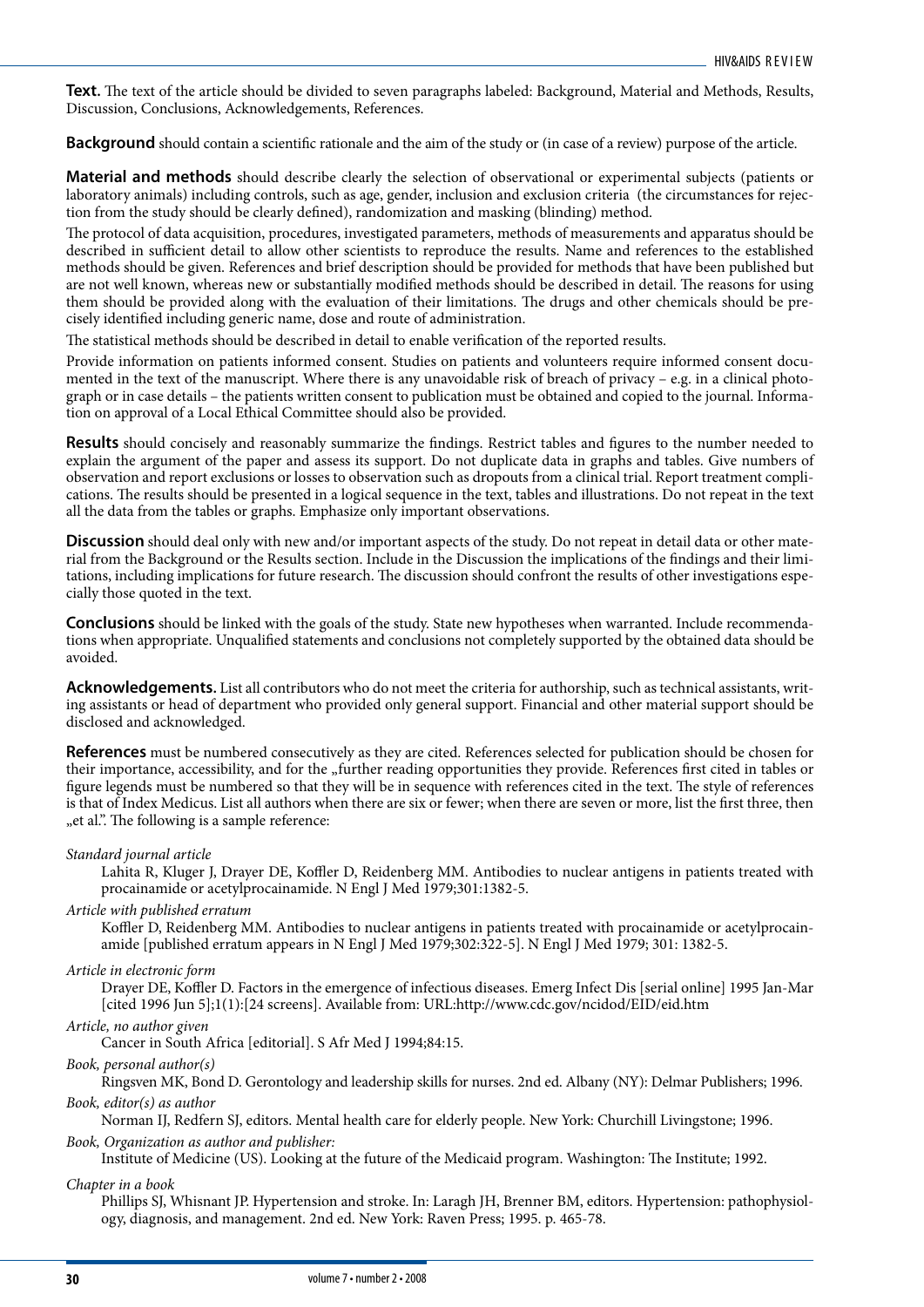**Text.** The text of the article should be divided to seven paragraphs labeled: Background, Material and Methods, Results, Discussion, Conclusions, Acknowledgements, References.

**Background** should contain a scientific rationale and the aim of the study or (in case of a review) purpose of the article.

**Material and methods** should describe clearly the selection of observational or experimental subjects (patients or laboratory animals) including controls, such as age, gender, inclusion and exclusion criteria (the circumstances for rejection from the study should be clearly defined), randomization and masking (blinding) method.

The protocol of data acquisition, procedures, investigated parameters, methods of measurements and apparatus should be described in sufficient detail to allow other scientists to reproduce the results. Name and references to the established methods should be given. References and brief description should be provided for methods that have been published but are not well known, whereas new or substantially modified methods should be described in detail. The reasons for using them should be provided along with the evaluation of their limitations. The drugs and other chemicals should be precisely identified including generic name, dose and route of administration.

The statistical methods should be described in detail to enable verification of the reported results.

Provide information on patients informed consent. Studies on patients and volunteers require informed consent documented in the text of the manuscript. Where there is any unavoidable risk of breach of privacy – e.g. in a clinical photograph or in case details – the patients written consent to publication must be obtained and copied to the journal. Information on approval of a Local Ethical Committee should also be provided.

**Results** should concisely and reasonably summarize the findings. Restrict tables and figures to the number needed to explain the argument of the paper and assess its support. Do not duplicate data in graphs and tables. Give numbers of observation and report exclusions or losses to observation such as dropouts from a clinical trial. Report treatment complications. The results should be presented in a logical sequence in the text, tables and illustrations. Do not repeat in the text all the data from the tables or graphs. Emphasize only important observations.

**Discussion** should deal only with new and/or important aspects of the study. Do not repeat in detail data or other material from the Background or the Results section. Include in the Discussion the implications of the findings and their limitations, including implications for future research. The discussion should confront the results of other investigations especially those quoted in the text.

**Conclusions** should be linked with the goals of the study. State new hypotheses when warranted. Include recommendations when appropriate. Unqualified statements and conclusions not completely supported by the obtained data should be avoided.

**Acknowledgements.** List all contributors who do not meet the criteria for authorship, such as technical assistants, writing assistants or head of department who provided only general support. Financial and other material support should be disclosed and acknowledged.

**References** must be numbered consecutively as they are cited. References selected for publication should be chosen for their importance, accessibility, and for the „further reading opportunities they provide. References first cited in tables or figure legends must be numbered so that they will be in sequence with references cited in the text. The style of references is that of Index Medicus. List all authors when there are six or fewer; when there are seven or more, list the first three, then „et al.". The following is a sample reference:

*Standard journal article*

Lahita R, Kluger J, Drayer DE, Koffler D, Reidenberg MM. Antibodies to nuclear antigens in patients treated with procainamide or acetylprocainamide. N Engl J Med 1979;301:1382-5.

*Article with published erratum*

Koffler D, Reidenberg MM. Antibodies to nuclear antigens in patients treated with procainamide or acetylprocainamide [published erratum appears in N Engl J Med 1979;302:322-5]. N Engl J Med 1979; 301: 1382-5.

*Article in electronic form*

Drayer DE, Koffler D. Factors in the emergence of infectious diseases. Emerg Infect Dis [serial online] 1995 Jan-Mar [cited 1996 Jun 5];1(1):[24 screens]. Available from: URL:http://www.cdc.gov/ncidod/EID/eid.htm

*Article, no author given*

Cancer in South Africa [editorial]. S Afr Med J 1994;84:15.

*Book, personal author(s)*

Ringsven MK, Bond D. Gerontology and leadership skills for nurses. 2nd ed. Albany (NY): Delmar Publishers; 1996.

*Book, editor(s) as author*

Norman IJ, Redfern SJ, editors. Mental health care for elderly people. New York: Churchill Livingstone; 1996.

*Book, Organization as author and publisher:*

Institute of Medicine (US). Looking at the future of the Medicaid program. Washington: The Institute; 1992.

*Chapter in a book*

Phillips SJ, Whisnant JP. Hypertension and stroke. In: Laragh JH, Brenner BM, editors. Hypertension: pathophysiology, diagnosis, and management. 2nd ed. New York: Raven Press; 1995. p. 465-78.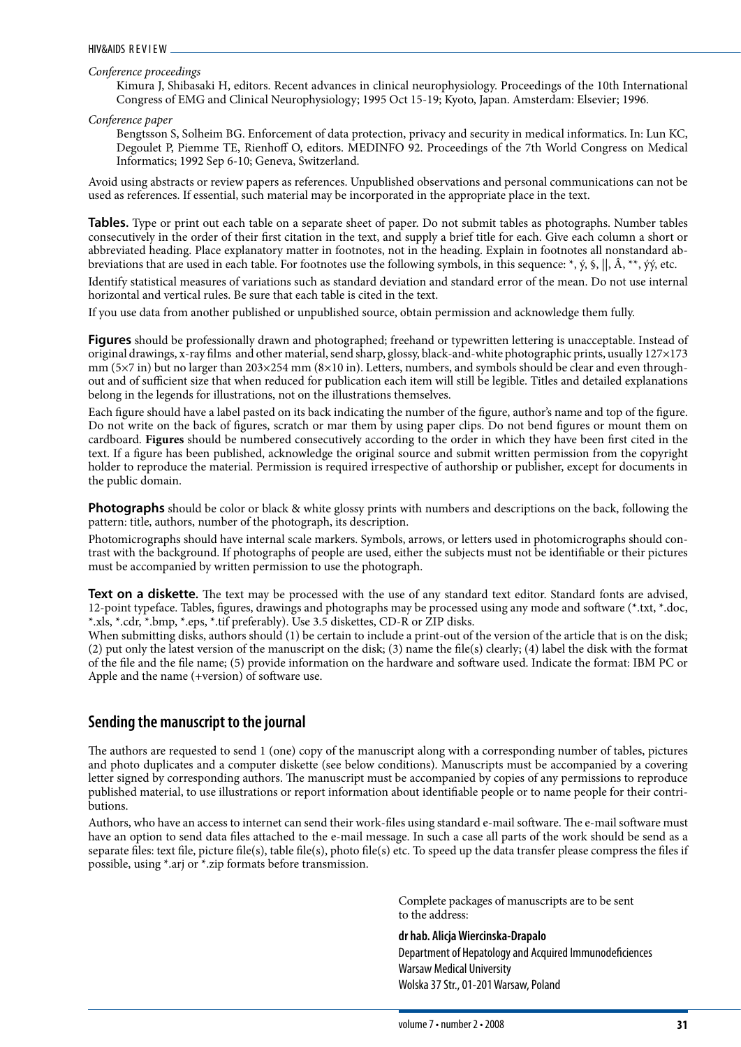*Conference proceedings*

Kimura J, Shibasaki H, editors. Recent advances in clinical neurophysiology. Proceedings of the 10th International Congress of EMG and Clinical Neurophysiology; 1995 Oct 15-19; Kyoto, Japan. Amsterdam: Elsevier; 1996.

*Conference paper*

Bengtsson S, Solheim BG. Enforcement of data protection, privacy and security in medical informatics. In: Lun KC, Degoulet P, Piemme TE, Rienhoff O, editors. MEDINFO 92. Proceedings of the 7th World Congress on Medical Informatics; 1992 Sep 6-10; Geneva, Switzerland.

Avoid using abstracts or review papers as references. Unpublished observations and personal communications can not be used as references. If essential, such material may be incorporated in the appropriate place in the text.

**Tables.** Type or print out each table on a separate sheet of paper. Do not submit tables as photographs. Number tables consecutively in the order of their first citation in the text, and supply a brief title for each. Give each column a short or abbreviated heading. Place explanatory matter in footnotes, not in the heading. Explain in footnotes all nonstandard abbreviations that are used in each table. For footnotes use the following symbols, in this sequence: *, ý, §, ||, Â, **, ýý, etc.

Identify statistical measures of variations such as standard deviation and standard error of the mean. Do not use internal horizontal and vertical rules. Be sure that each table is cited in the text.

If you use data from another published or unpublished source, obtain permission and acknowledge them fully.

**Figures** should be professionally drawn and photographed; freehand or typewritten lettering is unacceptable. Instead of original drawings, x-ray films and other material, send sharp, glossy, black-and-white photographic prints, usually 127×173 mm (5×7 in) but no larger than 203×254 mm (8×10 in). Letters, numbers, and symbols should be clear and even throughout and of sufficient size that when reduced for publication each item will still be legible. Titles and detailed explanations belong in the legends for illustrations, not on the illustrations themselves.

Each figure should have a label pasted on its back indicating the number of the figure, author's name and top of the figure. Do not write on the back of figures, scratch or mar them by using paper clips. Do not bend figures or mount them on cardboard. **Figures** should be numbered consecutively according to the order in which they have been first cited in the text. If a figure has been published, acknowledge the original source and submit written permission from the copyright holder to reproduce the material. Permission is required irrespective of authorship or publisher, except for documents in the public domain.

**Photographs** should be color or black & white glossy prints with numbers and descriptions on the back, following the pattern: title, authors, number of the photograph, its description.

Photomicrographs should have internal scale markers. Symbols, arrows, or letters used in photomicrographs should contrast with the background. If photographs of people are used, either the subjects must not be identifiable or their pictures must be accompanied by written permission to use the photograph.

**Text on a diskette.** The text may be processed with the use of any standard text editor. Standard fonts are advised, 12-point typeface. Tables, figures, drawings and photographs may be processed using any mode and software (*.txt, *.doc, *.xls, *.cdr, *.bmp, *.eps, *.tif preferably). Use 3.5 diskettes, CD-R or ZIP disks.
When submitting disks, authors should (1) be certain to include a print-out of the version of the article that is on the disk; (2) put only the latest version of the manuscript on the disk; (3) name the file(s) clearly; (4) label the disk with the format of the file and the file name; (5) provide information on the hardware and software used. Indicate the format: IBM PC or Apple and the name (+version) of software use.

## Sending the manuscript to the journal

The authors are requested to send 1 (one) copy of the manuscript along with a corresponding number of tables, pictures and photo duplicates and a computer diskette (see below conditions). Manuscripts must be accompanied by a covering letter signed by corresponding authors. The manuscript must be accompanied by copies of any permissions to reproduce published material, to use illustrations or report information about identifiable people or to name people for their contributions.

Authors, who have an access to internet can send their work-files using standard e-mail software. The e-mail software must have an option to send data files attached to the e-mail message. In such a case all parts of the work should be send as a separate files: text file, picture file(s), table file(s), photo file(s) etc. To speed up the data transfer please compress the files if possible, using *.arj or *.zip formats before transmission.

Complete packages of manuscripts are to be sent to the address:

**dr hab. Alicja Wiercinska-Drapalo**
Department of Hepatology and Acquired Immunodeficiences
Warsaw Medical University
Wolska 37 Str., 01-201 Warsaw, Poland